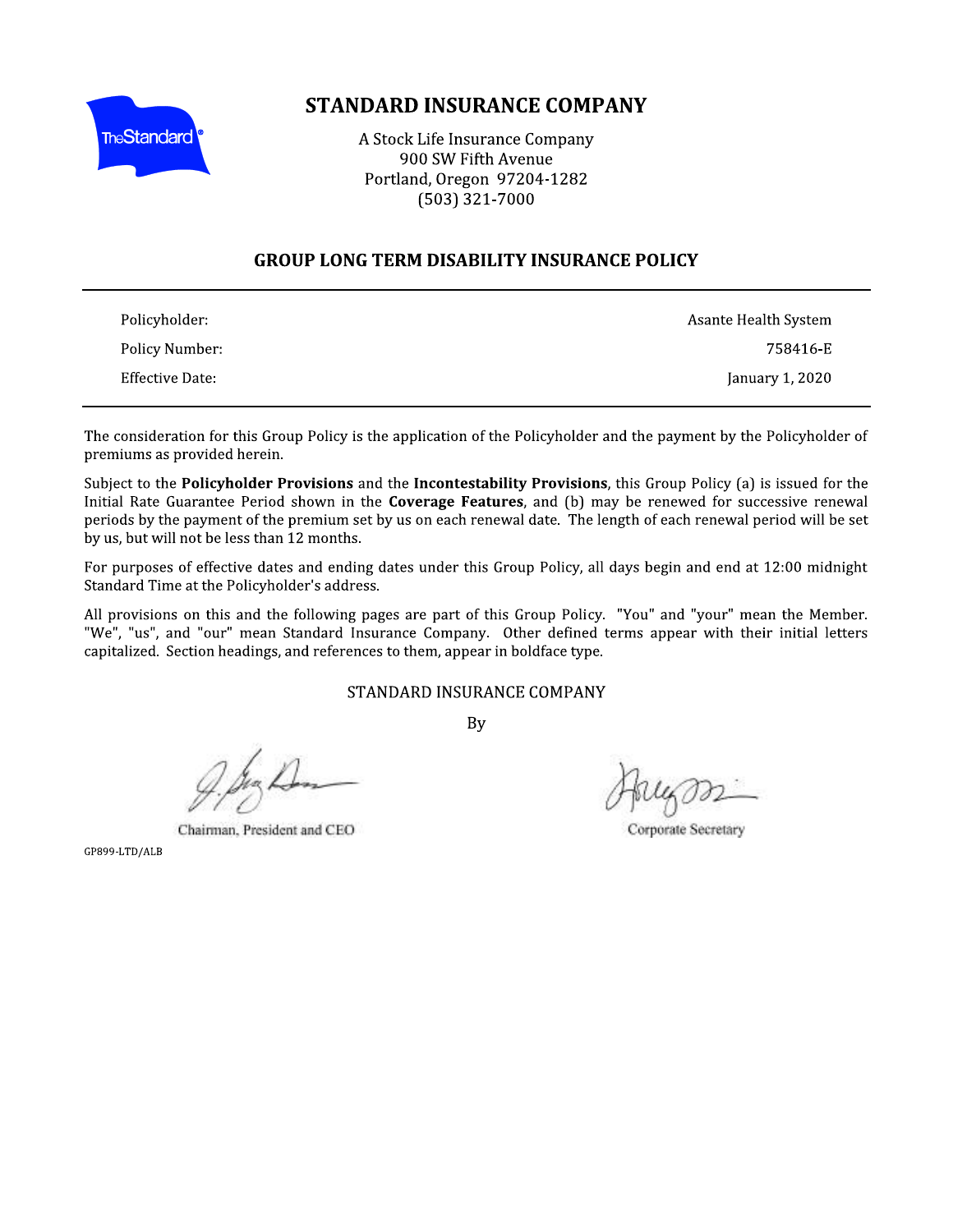# STANDARD INSURANCE COMPANY

A Stock Life Insurance Company
900 SW Fifth Avenue
Portland, Oregon 97204-1282
(503) 321-7000

## GROUP LONG TERM DISABILITY INSURANCE POLICY

| | |
|---|---|
| Policyholder: | Asante Health System |
| Policy Number: | 758416-E |
| Effective Date: | January 1, 2020 |

The consideration for this Group Policy is the application of the Policyholder and the payment by the Policyholder of premiums as provided herein.

Subject to the **Policyholder Provisions** and the **Incontestability Provisions**, this Group Policy (a) is issued for the Initial Rate Guarantee Period shown in the **Coverage Features**, and (b) may be renewed for successive renewal periods by the payment of the premium set by us on each renewal date. The length of each renewal period will be set by us, but will not be less than 12 months.

For purposes of effective dates and ending dates under this Group Policy, all days begin and end at 12:00 midnight Standard Time at the Policyholder's address.

All provisions on this and the following pages are part of this Group Policy. "You" and "your" mean the Member. "We", "us", and "our" mean Standard Insurance Company. Other defined terms appear with their initial letters capitalized. Section headings, and references to them, appear in boldface type.

STANDARD INSURANCE COMPANY

By

Chairman, President and CEO

Corporate Secretary

GP899-LTD/ALB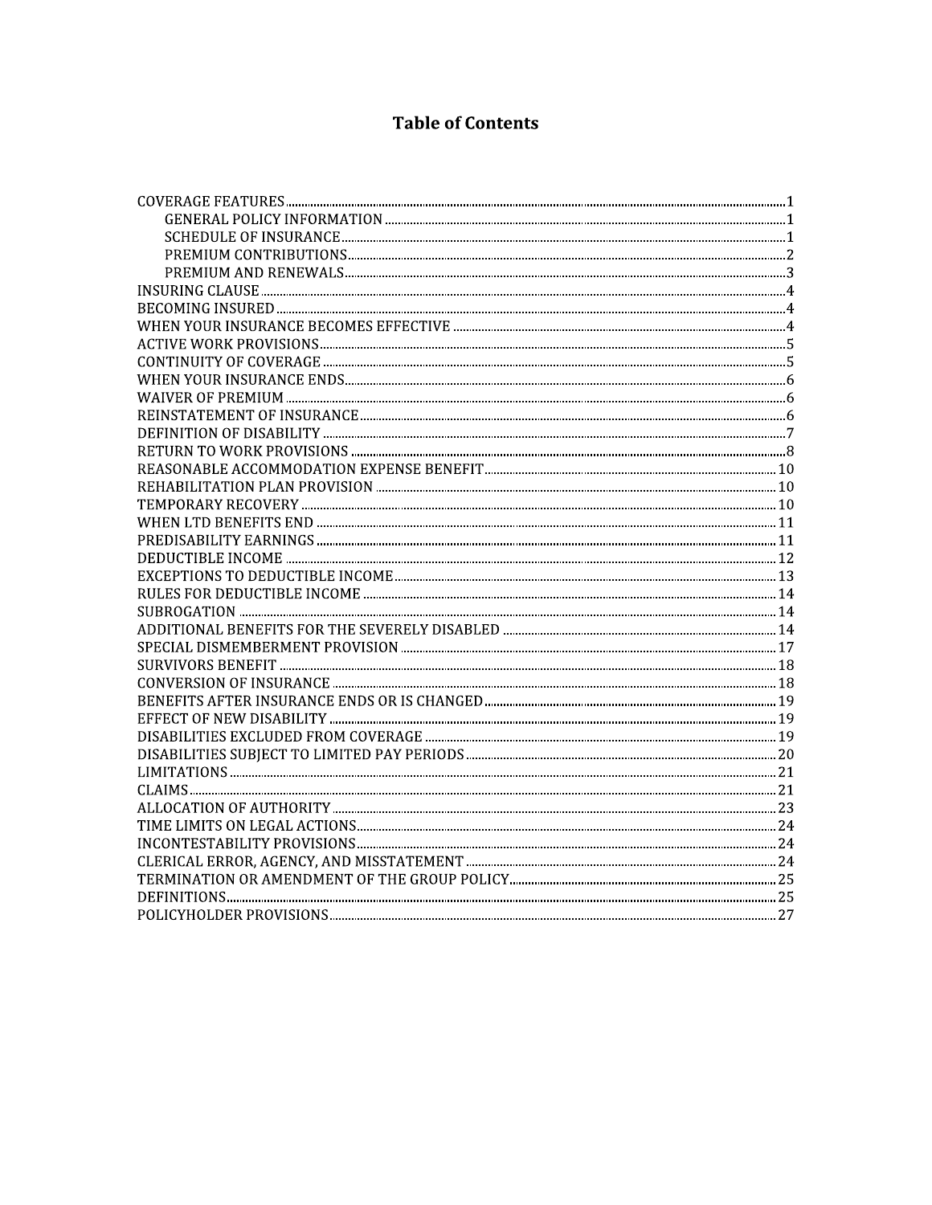# Table of Contents

| | |
|---|---|
| COVERAGE FEATURES | 1 |
| &nbsp;&nbsp;&nbsp;&nbsp;GENERAL POLICY INFORMATION | 1 |
| &nbsp;&nbsp;&nbsp;&nbsp;SCHEDULE OF INSURANCE | 1 |
| &nbsp;&nbsp;&nbsp;&nbsp;PREMIUM CONTRIBUTIONS | 2 |
| &nbsp;&nbsp;&nbsp;&nbsp;PREMIUM AND RENEWALS | 3 |
| INSURING CLAUSE | 4 |
| BECOMING INSURED | 4 |
| WHEN YOUR INSURANCE BECOMES EFFECTIVE | 4 |
| ACTIVE WORK PROVISIONS | 5 |
| CONTINUITY OF COVERAGE | 5 |
| WHEN YOUR INSURANCE ENDS | 6 |
| WAIVER OF PREMIUM | 6 |
| REINSTATEMENT OF INSURANCE | 6 |
| DEFINITION OF DISABILITY | 7 |
| RETURN TO WORK PROVISIONS | 8 |
| REASONABLE ACCOMMODATION EXPENSE BENEFIT | 10 |
| REHABILITATION PLAN PROVISION | 10 |
| TEMPORARY RECOVERY | 10 |
| WHEN LTD BENEFITS END | 11 |
| PREDISABILITY EARNINGS | 11 |
| DEDUCTIBLE INCOME | 12 |
| EXCEPTIONS TO DEDUCTIBLE INCOME | 13 |
| RULES FOR DEDUCTIBLE INCOME | 14 |
| SUBROGATION | 14 |
| ADDITIONAL BENEFITS FOR THE SEVERELY DISABLED | 14 |
| SPECIAL DISMEMBERMENT PROVISION | 17 |
| SURVIVORS BENEFIT | 18 |
| CONVERSION OF INSURANCE | 18 |
| BENEFITS AFTER INSURANCE ENDS OR IS CHANGED | 19 |
| EFFECT OF NEW DISABILITY | 19 |
| DISABILITIES EXCLUDED FROM COVERAGE | 19 |
| DISABILITIES SUBJECT TO LIMITED PAY PERIODS | 20 |
| LIMITATIONS | 21 |
| CLAIMS | 21 |
| ALLOCATION OF AUTHORITY | 23 |
| TIME LIMITS ON LEGAL ACTIONS | 24 |
| INCONTESTABILITY PROVISIONS | 24 |
| CLERICAL ERROR, AGENCY, AND MISSTATEMENT | 24 |
| TERMINATION OR AMENDMENT OF THE GROUP POLICY | 25 |
| DEFINITIONS | 25 |
| POLICYHOLDER PROVISIONS | 27 |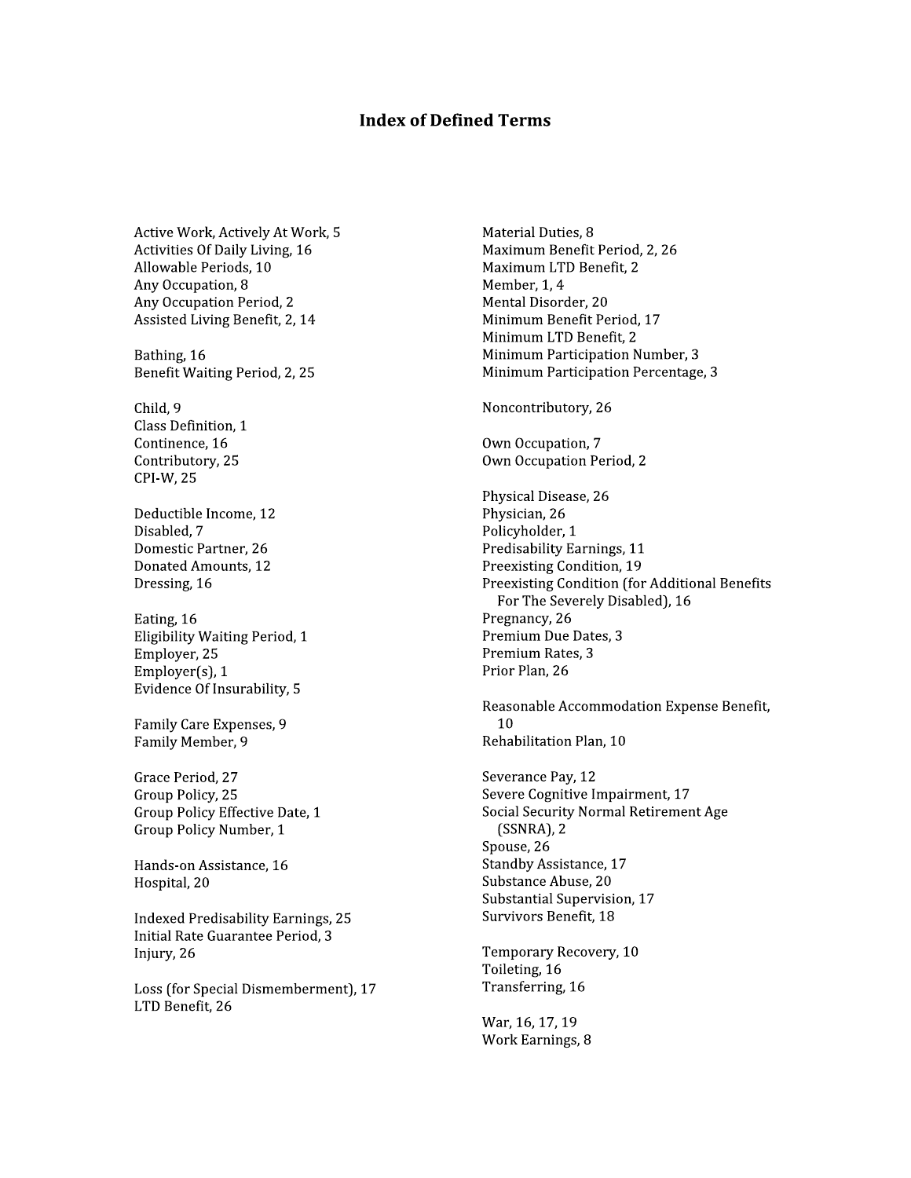# Index of Defined Terms

Active Work, Actively At Work, 5
Activities Of Daily Living, 16
Allowable Periods, 10
Any Occupation, 8
Any Occupation Period, 2
Assisted Living Benefit, 2, 14

Bathing, 16
Benefit Waiting Period, 2, 25

Child, 9
Class Definition, 1
Continence, 16
Contributory, 25
CPI-W, 25

Deductible Income, 12
Disabled, 7
Domestic Partner, 26
Donated Amounts, 12
Dressing, 16

Eating, 16
Eligibility Waiting Period, 1
Employer, 25
Employer(s), 1
Evidence Of Insurability, 5

Family Care Expenses, 9
Family Member, 9

Grace Period, 27
Group Policy, 25
Group Policy Effective Date, 1
Group Policy Number, 1

Hands-on Assistance, 16
Hospital, 20

Indexed Predisability Earnings, 25
Initial Rate Guarantee Period, 3
Injury, 26

Loss (for Special Dismemberment), 17
LTD Benefit, 26

Material Duties, 8
Maximum Benefit Period, 2, 26
Maximum LTD Benefit, 2
Member, 1, 4
Mental Disorder, 20
Minimum Benefit Period, 17
Minimum LTD Benefit, 2
Minimum Participation Number, 3
Minimum Participation Percentage, 3

Noncontributory, 26

Own Occupation, 7
Own Occupation Period, 2

Physical Disease, 26
Physician, 26
Policyholder, 1
Predisability Earnings, 11
Preexisting Condition, 19
Preexisting Condition (for Additional Benefits For The Severely Disabled), 16
Pregnancy, 26
Premium Due Dates, 3
Premium Rates, 3
Prior Plan, 26

Reasonable Accommodation Expense Benefit, 10
Rehabilitation Plan, 10

Severance Pay, 12
Severe Cognitive Impairment, 17
Social Security Normal Retirement Age (SSNRA), 2
Spouse, 26
Standby Assistance, 17
Substance Abuse, 20
Substantial Supervision, 17
Survivors Benefit, 18

Temporary Recovery, 10
Toileting, 16
Transferring, 16

War, 16, 17, 19
Work Earnings, 8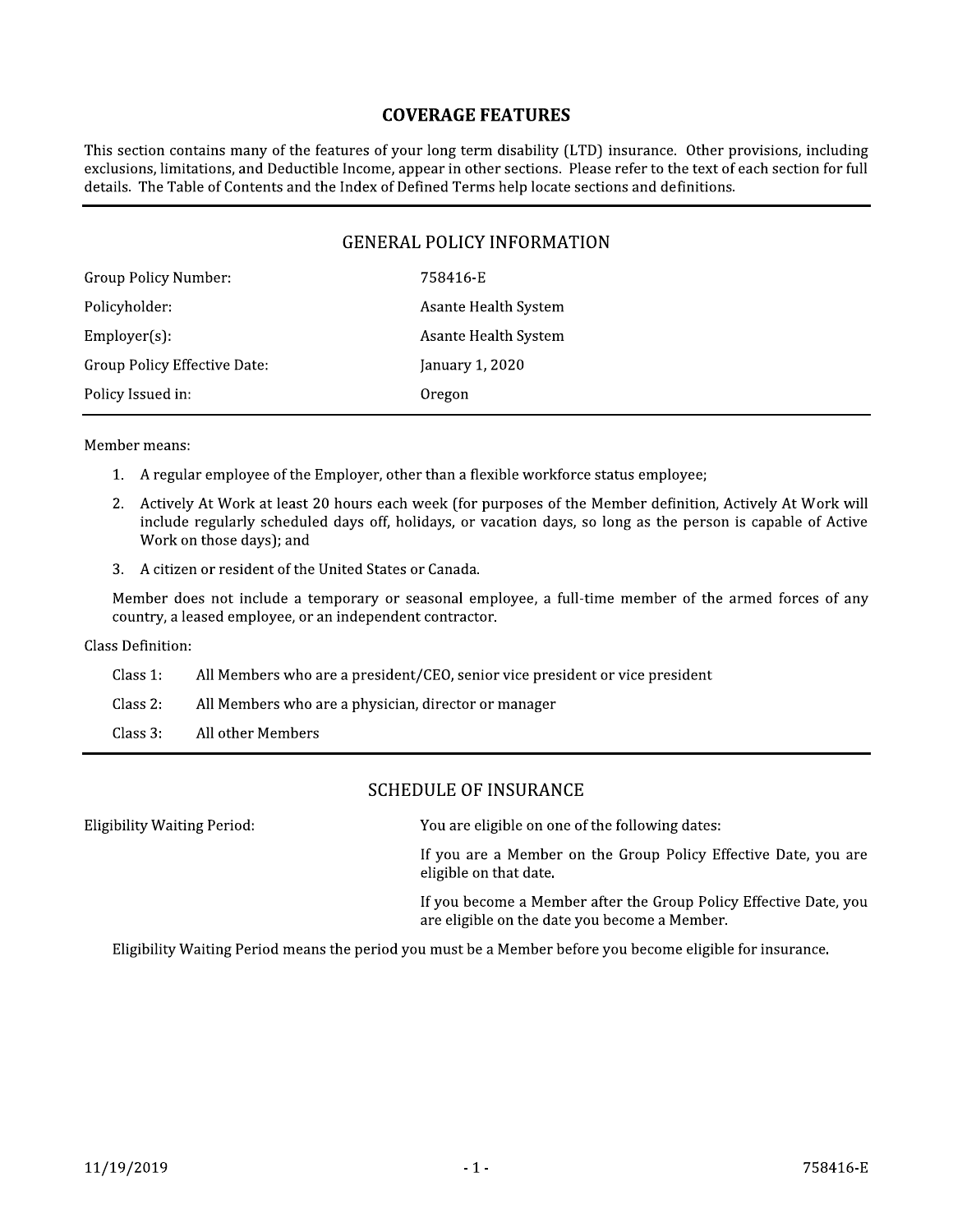# COVERAGE FEATURES

This section contains many of the features of your long term disability (LTD) insurance. Other provisions, including exclusions, limitations, and Deductible Income, appear in other sections. Please refer to the text of each section for full details. The Table of Contents and the Index of Defined Terms help locate sections and definitions.

## GENERAL POLICY INFORMATION

| | |
|---|---|
| Group Policy Number: | 758416-E |
| Policyholder: | Asante Health System |
| Employer(s): | Asante Health System |
| Group Policy Effective Date: | January 1, 2020 |
| Policy Issued in: | Oregon |

Member means:

1. A regular employee of the Employer, other than a flexible workforce status employee;
2. Actively At Work at least 20 hours each week (for purposes of the Member definition, Actively At Work will include regularly scheduled days off, holidays, or vacation days, so long as the person is capable of Active Work on those days); and
3. A citizen or resident of the United States or Canada.

Member does not include a temporary or seasonal employee, a full-time member of the armed forces of any country, a leased employee, or an independent contractor.

Class Definition:

| | |
|---|---|
| Class 1: | All Members who are a president/CEO, senior vice president or vice president |
| Class 2: | All Members who are a physician, director or manager |
| Class 3: | All other Members |

## SCHEDULE OF INSURANCE

Eligibility Waiting Period: You are eligible on one of the following dates:

If you are a Member on the Group Policy Effective Date, you are eligible on that date.

If you become a Member after the Group Policy Effective Date, you are eligible on the date you become a Member.

Eligibility Waiting Period means the period you must be a Member before you become eligible for insurance.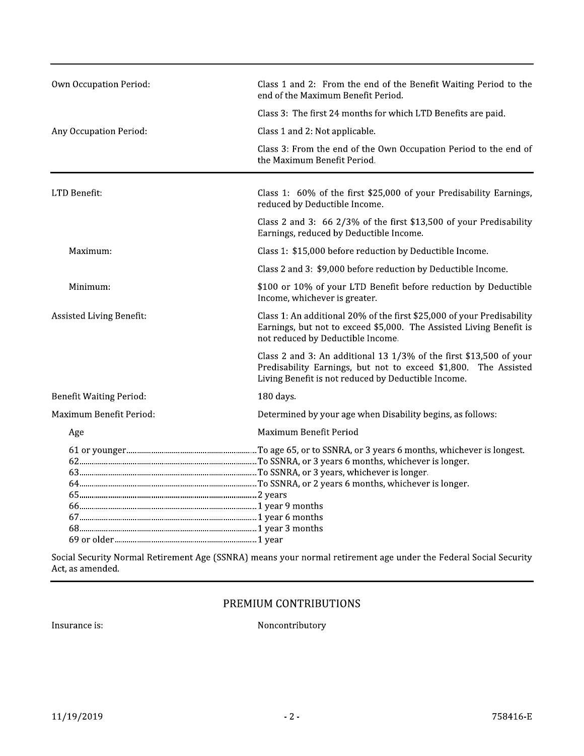| | |
|---|---|
| Own Occupation Period: | Class 1 and 2: From the end of the Benefit Waiting Period to the end of the Maximum Benefit Period. |
| | Class 3: The first 24 months for which LTD Benefits are paid. |
| Any Occupation Period: | Class 1 and 2: Not applicable. |
| | Class 3: From the end of the Own Occupation Period to the end of the Maximum Benefit Period. |

---

| | |
|---|---|
| LTD Benefit: | Class 1: 60% of the first $25,000 of your Predisability Earnings, reduced by Deductible Income. |
| | Class 2 and 3: 66 2/3% of the first $13,500 of your Predisability Earnings, reduced by Deductible Income. |
| Maximum: | Class 1: $15,000 before reduction by Deductible Income. |
| | Class 2 and 3: $9,000 before reduction by Deductible Income. |
| Minimum: | $100 or 10% of your LTD Benefit before reduction by Deductible Income, whichever is greater. |
| Assisted Living Benefit: | Class 1: An additional 20% of the first $25,000 of your Predisability Earnings, but not to exceed $5,000. The Assisted Living Benefit is not reduced by Deductible Income. |
| | Class 2 and 3: An additional 13 1/3% of the first $13,500 of your Predisability Earnings, but not to exceed $1,800. The Assisted Living Benefit is not reduced by Deductible Income. |
| Benefit Waiting Period: | 180 days. |
| Maximum Benefit Period: | Determined by your age when Disability begins, as follows: |

| Age | Maximum Benefit Period |
|---|---|
| 61 or younger | To age 65, or to SSNRA, or 3 years 6 months, whichever is longest. |
| 62 | To SSNRA, or 3 years 6 months, whichever is longer. |
| 63 | To SSNRA, or 3 years, whichever is longer. |
| 64 | To SSNRA, or 2 years 6 months, whichever is longer. |
| 65 | 2 years |
| 66 | 1 year 9 months |
| 67 | 1 year 6 months |
| 68 | 1 year 3 months |
| 69 or older | 1 year |

Social Security Normal Retirement Age (SSNRA) means your normal retirement age under the Federal Social Security Act, as amended.

---

## PREMIUM CONTRIBUTIONS

| | |
|---|---|
| Insurance is: | Noncontributory |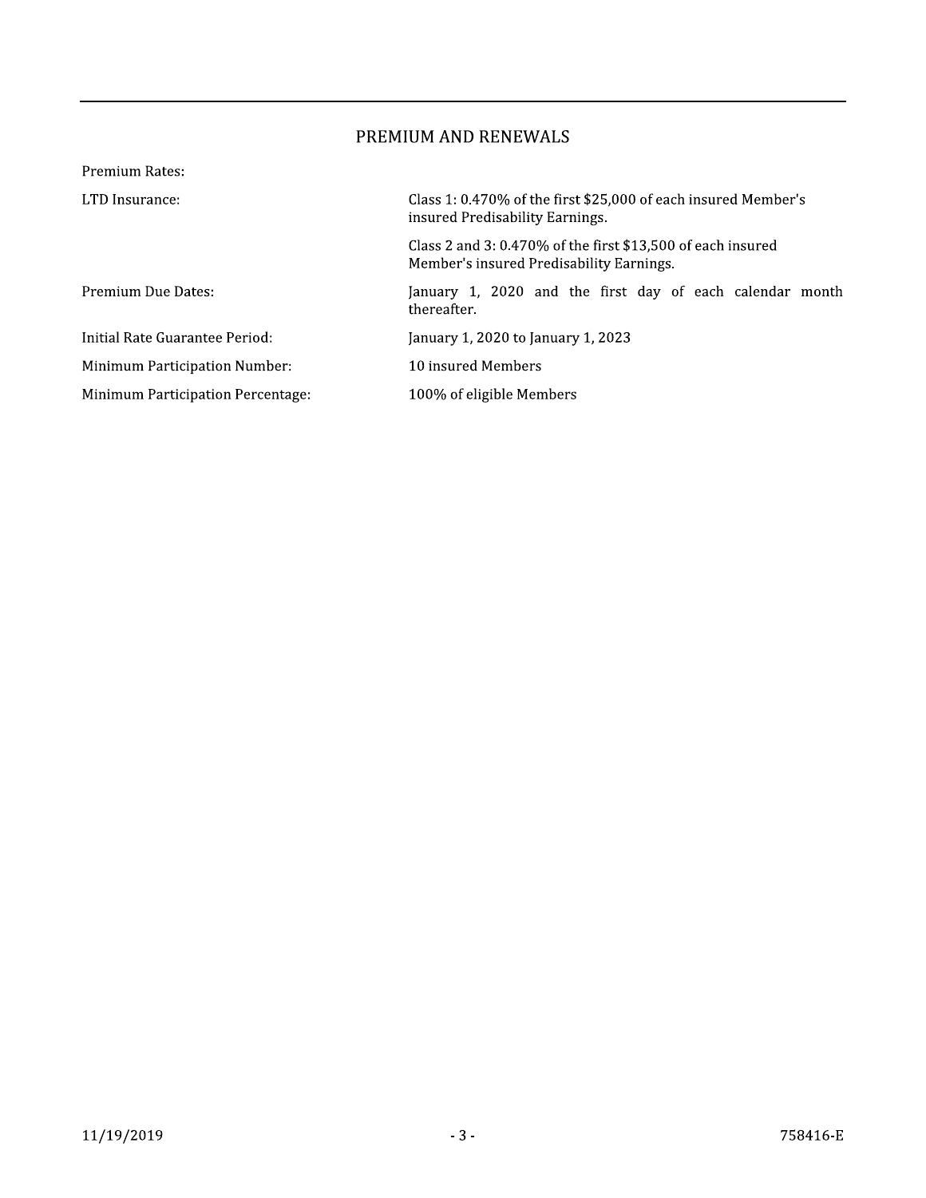## PREMIUM AND RENEWALS

| | |
|---|---|
| Premium Rates: | |
| LTD Insurance: | Class 1: 0.470% of the first $25,000 of each insured Member's insured Predisability Earnings. |
| | Class 2 and 3: 0.470% of the first $13,500 of each insured Member's insured Predisability Earnings. |
| Premium Due Dates: | January 1, 2020 and the first day of each calendar month thereafter. |
| Initial Rate Guarantee Period: | January 1, 2020 to January 1, 2023 |
| Minimum Participation Number: | 10 insured Members |
| Minimum Participation Percentage: | 100% of eligible Members |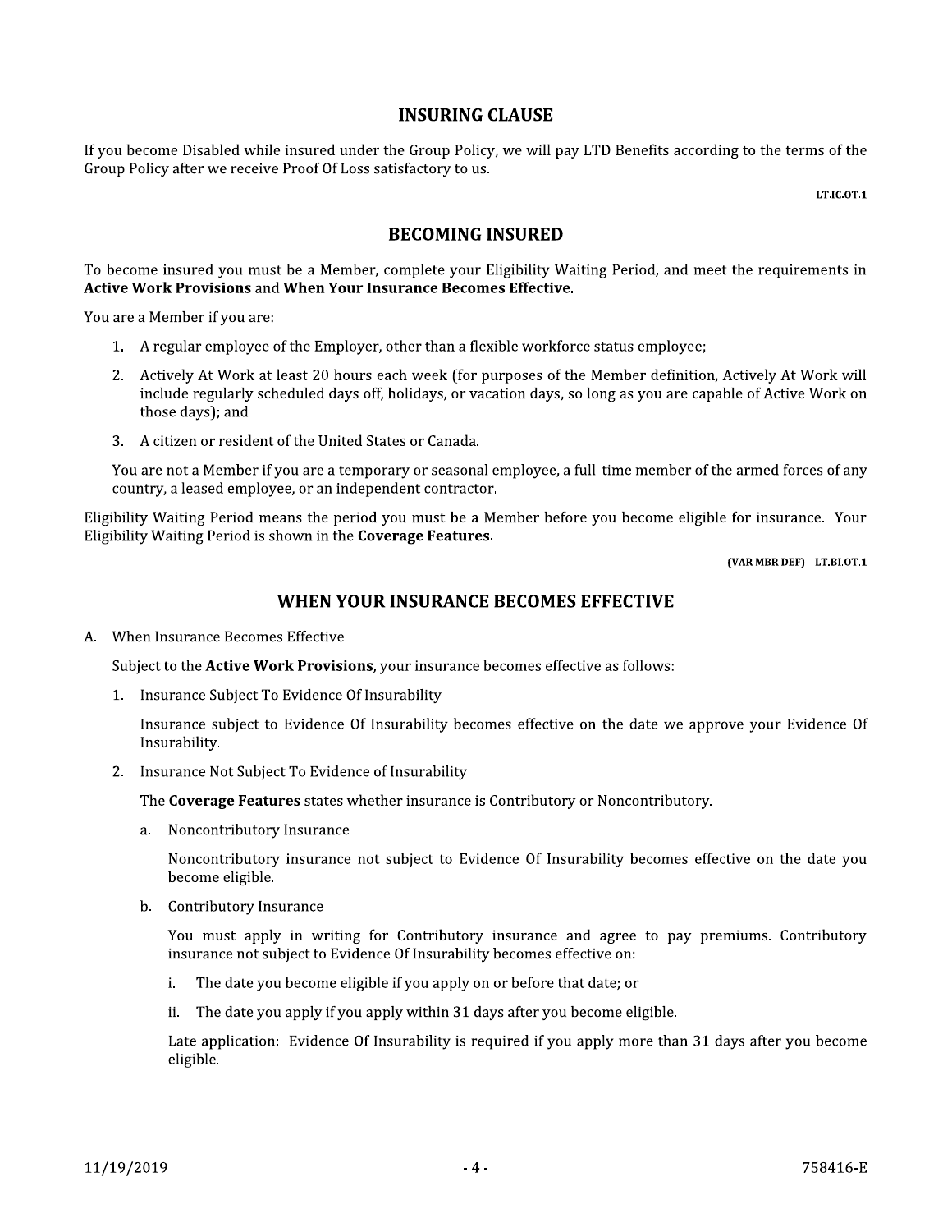## INSURING CLAUSE

If you become Disabled while insured under the Group Policy, we will pay LTD Benefits according to the terms of the Group Policy after we receive Proof Of Loss satisfactory to us.

LT.IC.OT.1

## BECOMING INSURED

To become insured you must be a Member, complete your Eligibility Waiting Period, and meet the requirements in **Active Work Provisions** and **When Your Insurance Becomes Effective.**

You are a Member if you are:

1. A regular employee of the Employer, other than a flexible workforce status employee;
2. Actively At Work at least 20 hours each week (for purposes of the Member definition, Actively At Work will include regularly scheduled days off, holidays, or vacation days, so long as you are capable of Active Work on those days); and
3. A citizen or resident of the United States or Canada.

   You are not a Member if you are a temporary or seasonal employee, a full-time member of the armed forces of any country, a leased employee, or an independent contractor.

Eligibility Waiting Period means the period you must be a Member before you become eligible for insurance. Your Eligibility Waiting Period is shown in the **Coverage Features.**

(VAR MBR DEF) LT.BI.OT.1

## WHEN YOUR INSURANCE BECOMES EFFECTIVE

A. When Insurance Becomes Effective

   Subject to the **Active Work Provisions**, your insurance becomes effective as follows:

   1. Insurance Subject To Evidence Of Insurability

      Insurance subject to Evidence Of Insurability becomes effective on the date we approve your Evidence Of Insurability.

   2. Insurance Not Subject To Evidence of Insurability

      The **Coverage Features** states whether insurance is Contributory or Noncontributory.

      a. Noncontributory Insurance

         Noncontributory insurance not subject to Evidence Of Insurability becomes effective on the date you become eligible.

      b. Contributory Insurance

         You must apply in writing for Contributory insurance and agree to pay premiums. Contributory insurance not subject to Evidence Of Insurability becomes effective on:

         i. The date you become eligible if you apply on or before that date; or

         ii. The date you apply if you apply within 31 days after you become eligible.

         Late application: Evidence Of Insurability is required if you apply more than 31 days after you become eligible.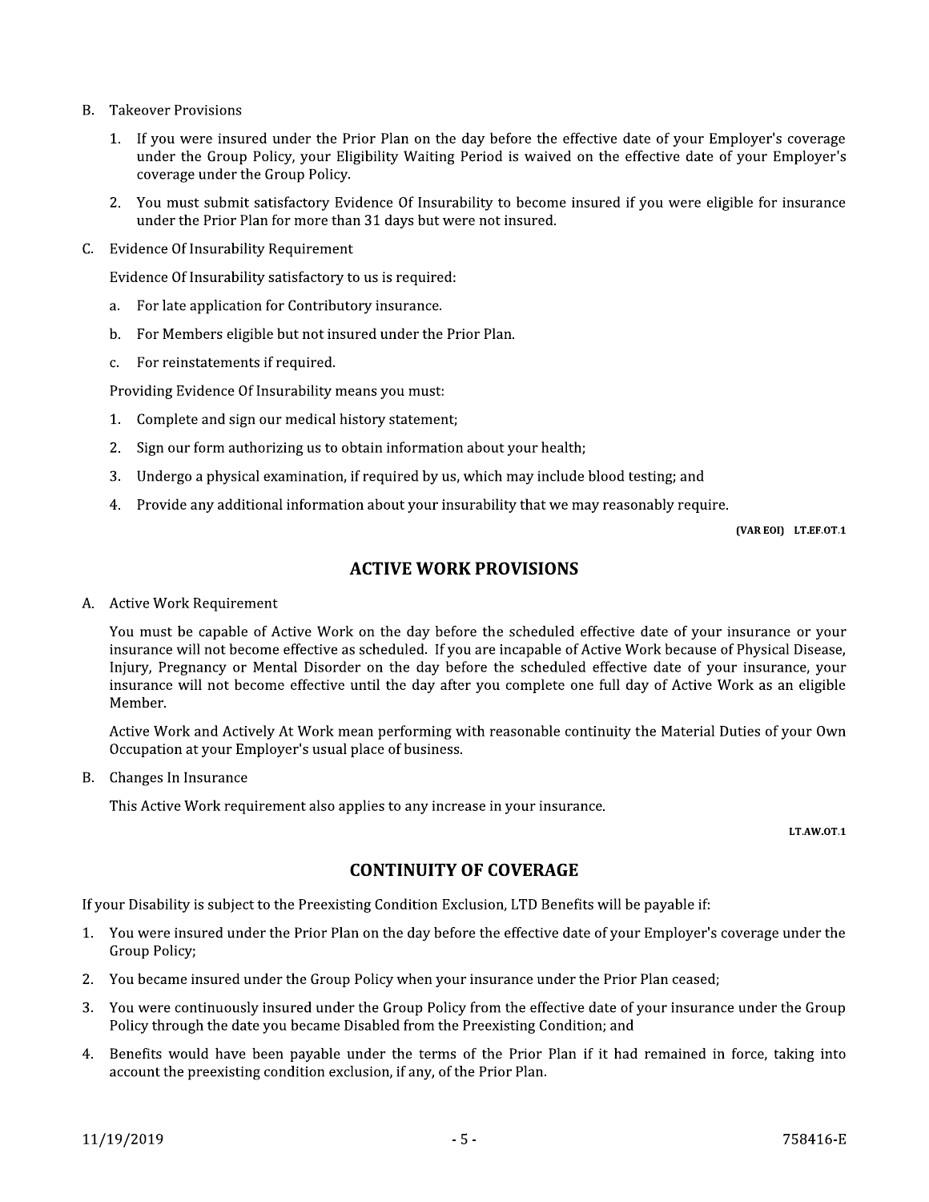B. Takeover Provisions

   1. If you were insured under the Prior Plan on the day before the effective date of your Employer's coverage under the Group Policy, your Eligibility Waiting Period is waived on the effective date of your Employer's coverage under the Group Policy.

   2. You must submit satisfactory Evidence Of Insurability to become insured if you were eligible for insurance under the Prior Plan for more than 31 days but were not insured.

C. Evidence Of Insurability Requirement

   Evidence Of Insurability satisfactory to us is required:

   a. For late application for Contributory insurance.

   b. For Members eligible but not insured under the Prior Plan.

   c. For reinstatements if required.

   Providing Evidence Of Insurability means you must:

   1. Complete and sign our medical history statement;

   2. Sign our form authorizing us to obtain information about your health;

   3. Undergo a physical examination, if required by us, which may include blood testing; and

   4. Provide any additional information about your insurability that we may reasonably require.

**(VAR EOI) LT.EF.OT.1**

## ACTIVE WORK PROVISIONS

A. Active Work Requirement

   You must be capable of Active Work on the day before the scheduled effective date of your insurance or your insurance will not become effective as scheduled. If you are incapable of Active Work because of Physical Disease, Injury, Pregnancy or Mental Disorder on the day before the scheduled effective date of your insurance, your insurance will not become effective until the day after you complete one full day of Active Work as an eligible Member.

   Active Work and Actively At Work mean performing with reasonable continuity the Material Duties of your Own Occupation at your Employer's usual place of business.

B. Changes In Insurance

   This Active Work requirement also applies to any increase in your insurance.

**LT.AW.OT.1**

## CONTINUITY OF COVERAGE

If your Disability is subject to the Preexisting Condition Exclusion, LTD Benefits will be payable if:

1. You were insured under the Prior Plan on the day before the effective date of your Employer's coverage under the Group Policy;

2. You became insured under the Group Policy when your insurance under the Prior Plan ceased;

3. You were continuously insured under the Group Policy from the effective date of your insurance under the Group Policy through the date you became Disabled from the Preexisting Condition; and

4. Benefits would have been payable under the terms of the Prior Plan if it had remained in force, taking into account the preexisting condition exclusion, if any, of the Prior Plan.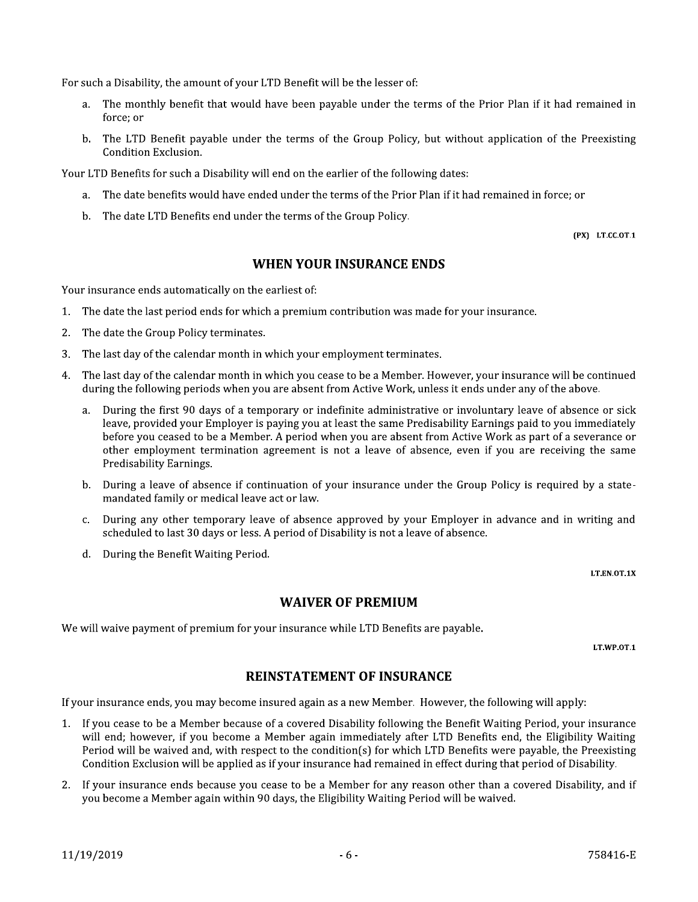For such a Disability, the amount of your LTD Benefit will be the lesser of:

a. The monthly benefit that would have been payable under the terms of the Prior Plan if it had remained in force; or

b. The LTD Benefit payable under the terms of the Group Policy, but without application of the Preexisting Condition Exclusion.

Your LTD Benefits for such a Disability will end on the earlier of the following dates:

a. The date benefits would have ended under the terms of the Prior Plan if it had remained in force; or

b. The date LTD Benefits end under the terms of the Group Policy.

(PX) LT.CC.OT.1

## WHEN YOUR INSURANCE ENDS

Your insurance ends automatically on the earliest of:

1. The date the last period ends for which a premium contribution was made for your insurance.
2. The date the Group Policy terminates.
3. The last day of the calendar month in which your employment terminates.
4. The last day of the calendar month in which you cease to be a Member. However, your insurance will be continued during the following periods when you are absent from Active Work, unless it ends under any of the above.
   a. During the first 90 days of a temporary or indefinite administrative or involuntary leave of absence or sick leave, provided your Employer is paying you at least the same Predisability Earnings paid to you immediately before you ceased to be a Member. A period when you are absent from Active Work as part of a severance or other employment termination agreement is not a leave of absence, even if you are receiving the same Predisability Earnings.
   b. During a leave of absence if continuation of your insurance under the Group Policy is required by a state-mandated family or medical leave act or law.
   c. During any other temporary leave of absence approved by your Employer in advance and in writing and scheduled to last 30 days or less. A period of Disability is not a leave of absence.
   d. During the Benefit Waiting Period.

LT.EN.OT.1X

## WAIVER OF PREMIUM

We will waive payment of premium for your insurance while LTD Benefits are payable.

LT.WP.OT.1

## REINSTATEMENT OF INSURANCE

If your insurance ends, you may become insured again as a new Member. However, the following will apply:

1. If you cease to be a Member because of a covered Disability following the Benefit Waiting Period, your insurance will end; however, if you become a Member again immediately after LTD Benefits end, the Eligibility Waiting Period will be waived and, with respect to the condition(s) for which LTD Benefits were payable, the Preexisting Condition Exclusion will be applied as if your insurance had remained in effect during that period of Disability.
2. If your insurance ends because you cease to be a Member for any reason other than a covered Disability, and if you become a Member again within 90 days, the Eligibility Waiting Period will be waived.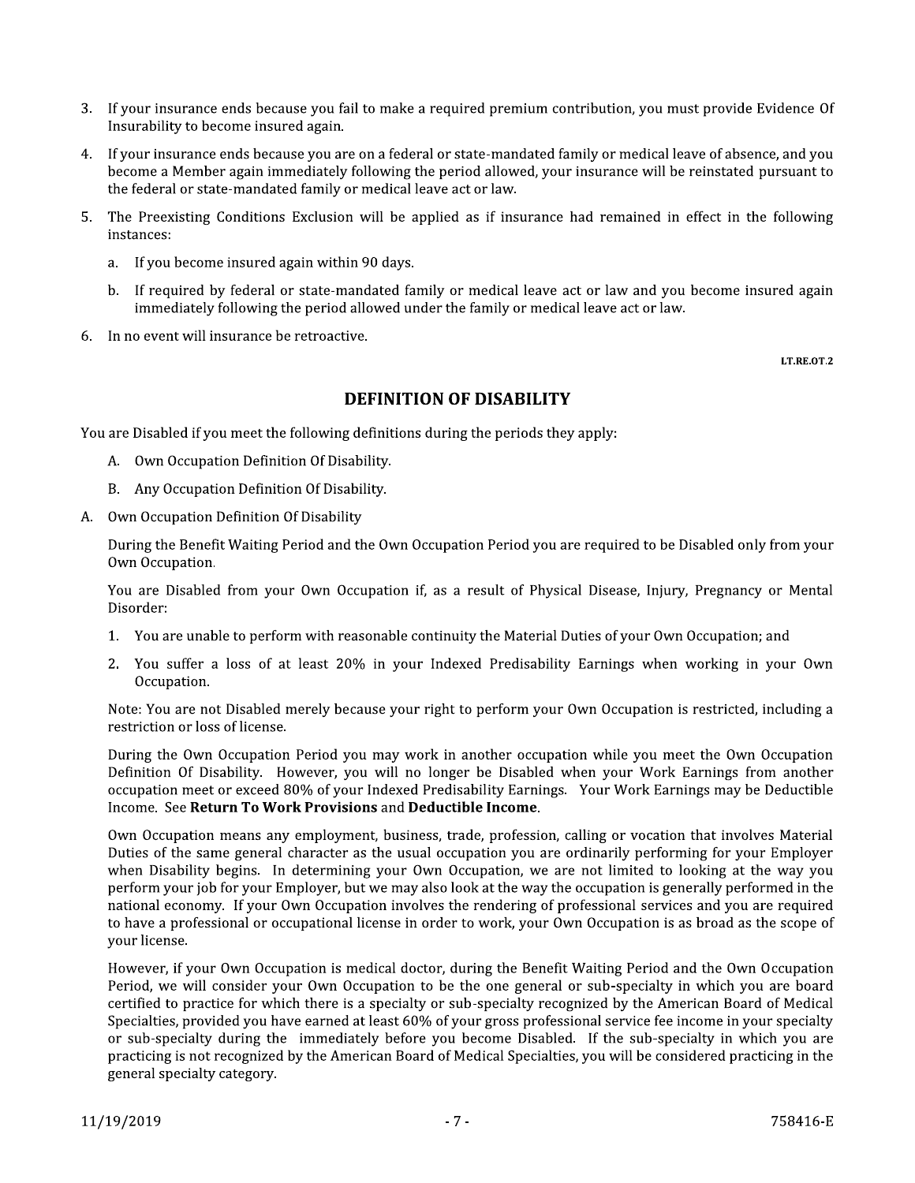3. If your insurance ends because you fail to make a required premium contribution, you must provide Evidence Of Insurability to become insured again.
4. If your insurance ends because you are on a federal or state-mandated family or medical leave of absence, and you become a Member again immediately following the period allowed, your insurance will be reinstated pursuant to the federal or state-mandated family or medical leave act or law.
5. The Preexisting Conditions Exclusion will be applied as if insurance had remained in effect in the following instances:
   a. If you become insured again within 90 days.
   b. If required by federal or state-mandated family or medical leave act or law and you become insured again immediately following the period allowed under the family or medical leave act or law.
6. In no event will insurance be retroactive.

LT.RE.OT.2

## DEFINITION OF DISABILITY

You are Disabled if you meet the following definitions during the periods they apply:

A. Own Occupation Definition Of Disability.

B. Any Occupation Definition Of Disability.

A. Own Occupation Definition Of Disability

During the Benefit Waiting Period and the Own Occupation Period you are required to be Disabled only from your Own Occupation.

You are Disabled from your Own Occupation if, as a result of Physical Disease, Injury, Pregnancy or Mental Disorder:

1. You are unable to perform with reasonable continuity the Material Duties of your Own Occupation; and
2. You suffer a loss of at least 20% in your Indexed Predisability Earnings when working in your Own Occupation.

Note: You are not Disabled merely because your right to perform your Own Occupation is restricted, including a restriction or loss of license.

During the Own Occupation Period you may work in another occupation while you meet the Own Occupation Definition Of Disability. However, you will no longer be Disabled when your Work Earnings from another occupation meet or exceed 80% of your Indexed Predisability Earnings. Your Work Earnings may be Deductible Income. See **Return To Work Provisions** and **Deductible Income**.

Own Occupation means any employment, business, trade, profession, calling or vocation that involves Material Duties of the same general character as the usual occupation you are ordinarily performing for your Employer when Disability begins. In determining your Own Occupation, we are not limited to looking at the way you perform your job for your Employer, but we may also look at the way the occupation is generally performed in the national economy. If your Own Occupation involves the rendering of professional services and you are required to have a professional or occupational license in order to work, your Own Occupation is as broad as the scope of your license.

However, if your Own Occupation is medical doctor, during the Benefit Waiting Period and the Own Occupation Period, we will consider your Own Occupation to be the one general or sub-specialty in which you are board certified to practice for which there is a specialty or sub-specialty recognized by the American Board of Medical Specialties, provided you have earned at least 60% of your gross professional service fee income in your specialty or sub-specialty during the immediately before you become Disabled. If the sub-specialty in which you are practicing is not recognized by the American Board of Medical Specialties, you will be considered practicing in the general specialty category.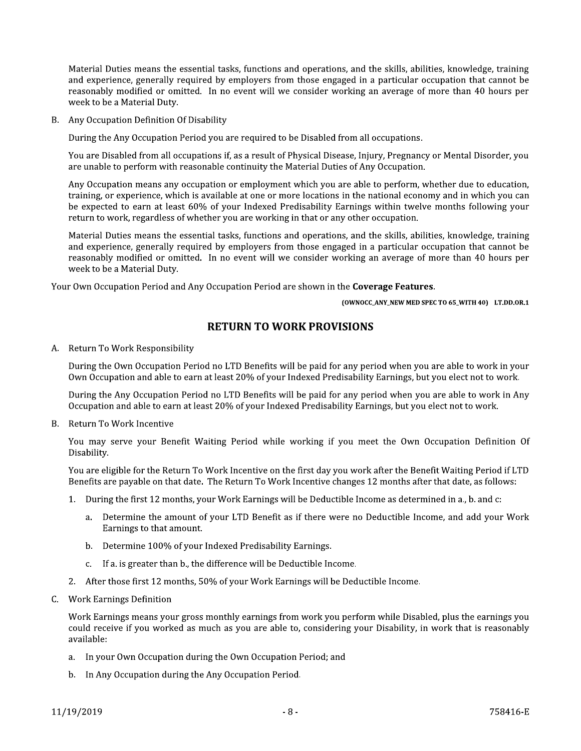Material Duties means the essential tasks, functions and operations, and the skills, abilities, knowledge, training and experience, generally required by employers from those engaged in a particular occupation that cannot be reasonably modified or omitted. In no event will we consider working an average of more than 40 hours per week to be a Material Duty.

B. Any Occupation Definition Of Disability

During the Any Occupation Period you are required to be Disabled from all occupations.

You are Disabled from all occupations if, as a result of Physical Disease, Injury, Pregnancy or Mental Disorder, you are unable to perform with reasonable continuity the Material Duties of Any Occupation.

Any Occupation means any occupation or employment which you are able to perform, whether due to education, training, or experience, which is available at one or more locations in the national economy and in which you can be expected to earn at least 60% of your Indexed Predisability Earnings within twelve months following your return to work, regardless of whether you are working in that or any other occupation.

Material Duties means the essential tasks, functions and operations, and the skills, abilities, knowledge, training and experience, generally required by employers from those engaged in a particular occupation that cannot be reasonably modified or omitted. In no event will we consider working an average of more than 40 hours per week to be a Material Duty.

Your Own Occupation Period and Any Occupation Period are shown in the **Coverage Features**.

**(OWNOCC_ANY_NEW MED SPEC TO 65_WITH 40) LT.DD.OR.1**

## RETURN TO WORK PROVISIONS

A. Return To Work Responsibility

During the Own Occupation Period no LTD Benefits will be paid for any period when you are able to work in your Own Occupation and able to earn at least 20% of your Indexed Predisability Earnings, but you elect not to work.

During the Any Occupation Period no LTD Benefits will be paid for any period when you are able to work in Any Occupation and able to earn at least 20% of your Indexed Predisability Earnings, but you elect not to work.

B. Return To Work Incentive

You may serve your Benefit Waiting Period while working if you meet the Own Occupation Definition Of Disability.

You are eligible for the Return To Work Incentive on the first day you work after the Benefit Waiting Period if LTD Benefits are payable on that date. The Return To Work Incentive changes 12 months after that date, as follows:

1. During the first 12 months, your Work Earnings will be Deductible Income as determined in a., b. and c:
   a. Determine the amount of your LTD Benefit as if there were no Deductible Income, and add your Work Earnings to that amount.
   b. Determine 100% of your Indexed Predisability Earnings.
   c. If a. is greater than b., the difference will be Deductible Income.
2. After those first 12 months, 50% of your Work Earnings will be Deductible Income.

C. Work Earnings Definition

Work Earnings means your gross monthly earnings from work you perform while Disabled, plus the earnings you could receive if you worked as much as you are able to, considering your Disability, in work that is reasonably available:

a. In your Own Occupation during the Own Occupation Period; and

b. In Any Occupation during the Any Occupation Period.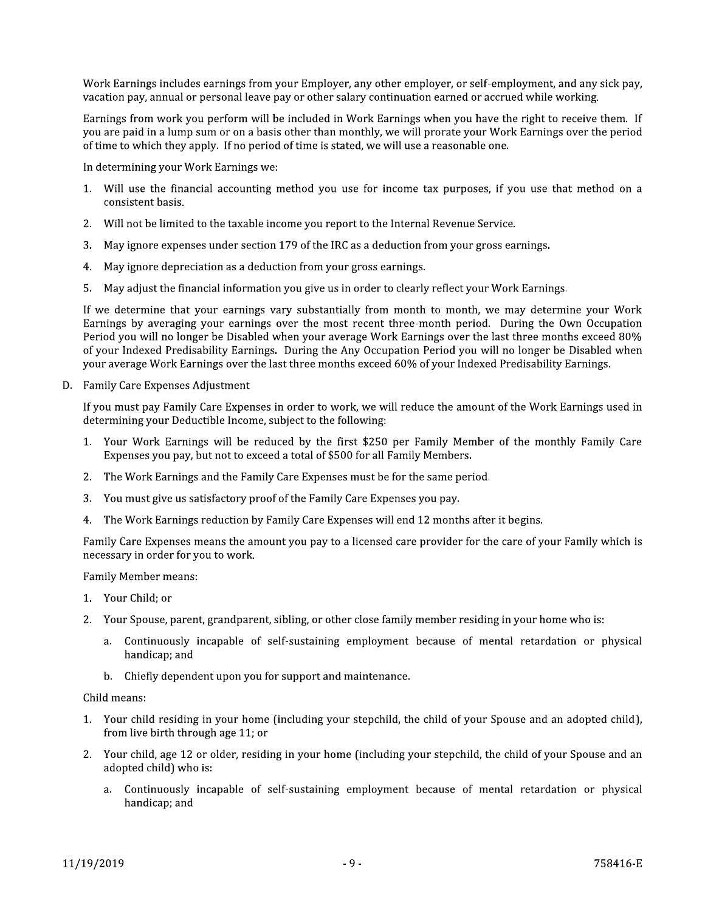Work Earnings includes earnings from your Employer, any other employer, or self-employment, and any sick pay, vacation pay, annual or personal leave pay or other salary continuation earned or accrued while working.

Earnings from work you perform will be included in Work Earnings when you have the right to receive them. If you are paid in a lump sum or on a basis other than monthly, we will prorate your Work Earnings over the period of time to which they apply. If no period of time is stated, we will use a reasonable one.

In determining your Work Earnings we:

1. Will use the financial accounting method you use for income tax purposes, if you use that method on a consistent basis.
2. Will not be limited to the taxable income you report to the Internal Revenue Service.
3. May ignore expenses under section 179 of the IRC as a deduction from your gross earnings.
4. May ignore depreciation as a deduction from your gross earnings.
5. May adjust the financial information you give us in order to clearly reflect your Work Earnings.

If we determine that your earnings vary substantially from month to month, we may determine your Work Earnings by averaging your earnings over the most recent three-month period. During the Own Occupation Period you will no longer be Disabled when your average Work Earnings over the last three months exceed 80% of your Indexed Predisability Earnings. During the Any Occupation Period you will no longer be Disabled when your average Work Earnings over the last three months exceed 60% of your Indexed Predisability Earnings.

D. Family Care Expenses Adjustment

If you must pay Family Care Expenses in order to work, we will reduce the amount of the Work Earnings used in determining your Deductible Income, subject to the following:

1. Your Work Earnings will be reduced by the first $250 per Family Member of the monthly Family Care Expenses you pay, but not to exceed a total of $500 for all Family Members.
2. The Work Earnings and the Family Care Expenses must be for the same period.
3. You must give us satisfactory proof of the Family Care Expenses you pay.
4. The Work Earnings reduction by Family Care Expenses will end 12 months after it begins.

Family Care Expenses means the amount you pay to a licensed care provider for the care of your Family which is necessary in order for you to work.

Family Member means:

1. Your Child; or
2. Your Spouse, parent, grandparent, sibling, or other close family member residing in your home who is:
   a. Continuously incapable of self-sustaining employment because of mental retardation or physical handicap; and
   b. Chiefly dependent upon you for support and maintenance.

Child means:

1. Your child residing in your home (including your stepchild, the child of your Spouse and an adopted child), from live birth through age 11; or
2. Your child, age 12 or older, residing in your home (including your stepchild, the child of your Spouse and an adopted child) who is:
   a. Continuously incapable of self-sustaining employment because of mental retardation or physical handicap; and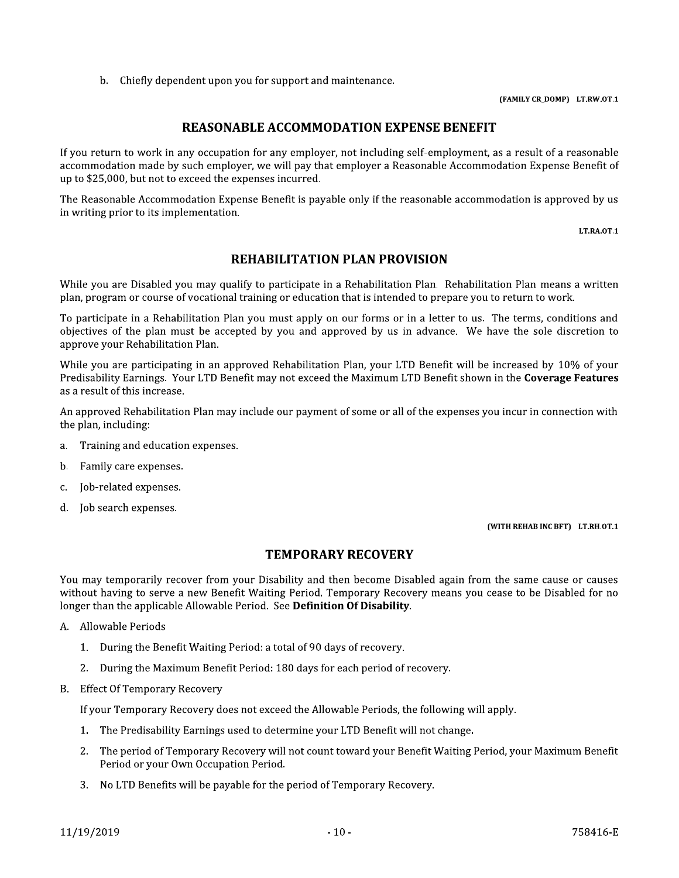b. Chiefly dependent upon you for support and maintenance.

(FAMILY CR_DOMP) LT.RW.OT.1

## REASONABLE ACCOMMODATION EXPENSE BENEFIT

If you return to work in any occupation for any employer, not including self-employment, as a result of a reasonable accommodation made by such employer, we will pay that employer a Reasonable Accommodation Expense Benefit of up to $25,000, but not to exceed the expenses incurred.

The Reasonable Accommodation Expense Benefit is payable only if the reasonable accommodation is approved by us in writing prior to its implementation.

LT.RA.OT.1

## REHABILITATION PLAN PROVISION

While you are Disabled you may qualify to participate in a Rehabilitation Plan. Rehabilitation Plan means a written plan, program or course of vocational training or education that is intended to prepare you to return to work.

To participate in a Rehabilitation Plan you must apply on our forms or in a letter to us. The terms, conditions and objectives of the plan must be accepted by you and approved by us in advance. We have the sole discretion to approve your Rehabilitation Plan.

While you are participating in an approved Rehabilitation Plan, your LTD Benefit will be increased by 10% of your Predisability Earnings. Your LTD Benefit may not exceed the Maximum LTD Benefit shown in the **Coverage Features** as a result of this increase.

An approved Rehabilitation Plan may include our payment of some or all of the expenses you incur in connection with the plan, including:

a. Training and education expenses.

b. Family care expenses.

c. Job-related expenses.

d. Job search expenses.

(WITH REHAB INC BFT) LT.RH.OT.1

## TEMPORARY RECOVERY

You may temporarily recover from your Disability and then become Disabled again from the same cause or causes without having to serve a new Benefit Waiting Period. Temporary Recovery means you cease to be Disabled for no longer than the applicable Allowable Period. See **Definition Of Disability**.

A. Allowable Periods

   1. During the Benefit Waiting Period: a total of 90 days of recovery.

   2. During the Maximum Benefit Period: 180 days for each period of recovery.

B. Effect Of Temporary Recovery

   If your Temporary Recovery does not exceed the Allowable Periods, the following will apply.

   1. The Predisability Earnings used to determine your LTD Benefit will not change.

   2. The period of Temporary Recovery will not count toward your Benefit Waiting Period, your Maximum Benefit Period or your Own Occupation Period.

   3. No LTD Benefits will be payable for the period of Temporary Recovery.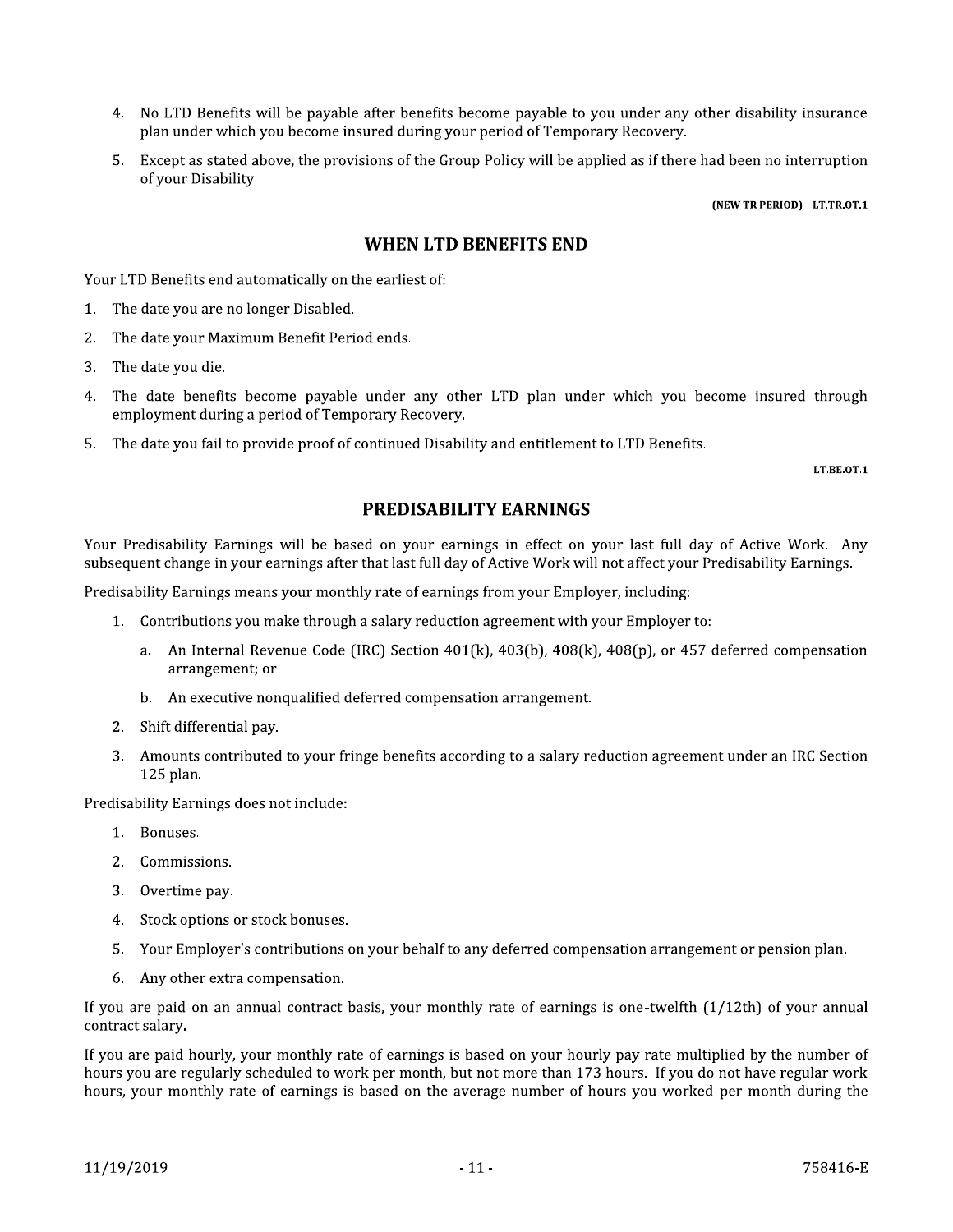4. No LTD Benefits will be payable after benefits become payable to you under any other disability insurance plan under which you become insured during your period of Temporary Recovery.
5. Except as stated above, the provisions of the Group Policy will be applied as if there had been no interruption of your Disability.

(NEW TR PERIOD) LT.TR.OT.1

## WHEN LTD BENEFITS END

Your LTD Benefits end automatically on the earliest of:

1. The date you are no longer Disabled.
2. The date your Maximum Benefit Period ends.
3. The date you die.
4. The date benefits become payable under any other LTD plan under which you become insured through employment during a period of Temporary Recovery.
5. The date you fail to provide proof of continued Disability and entitlement to LTD Benefits.

LT.BE.OT.1

## PREDISABILITY EARNINGS

Your Predisability Earnings will be based on your earnings in effect on your last full day of Active Work. Any subsequent change in your earnings after that last full day of Active Work will not affect your Predisability Earnings.

Predisability Earnings means your monthly rate of earnings from your Employer, including:

1. Contributions you make through a salary reduction agreement with your Employer to:
   a. An Internal Revenue Code (IRC) Section 401(k), 403(b), 408(k), 408(p), or 457 deferred compensation arrangement; or
   b. An executive nonqualified deferred compensation arrangement.
2. Shift differential pay.
3. Amounts contributed to your fringe benefits according to a salary reduction agreement under an IRC Section 125 plan.

Predisability Earnings does not include:

1. Bonuses.
2. Commissions.
3. Overtime pay.
4. Stock options or stock bonuses.
5. Your Employer's contributions on your behalf to any deferred compensation arrangement or pension plan.
6. Any other extra compensation.

If you are paid on an annual contract basis, your monthly rate of earnings is one-twelfth (1/12th) of your annual contract salary.

If you are paid hourly, your monthly rate of earnings is based on your hourly pay rate multiplied by the number of hours you are regularly scheduled to work per month, but not more than 173 hours. If you do not have regular work hours, your monthly rate of earnings is based on the average number of hours you worked per month during the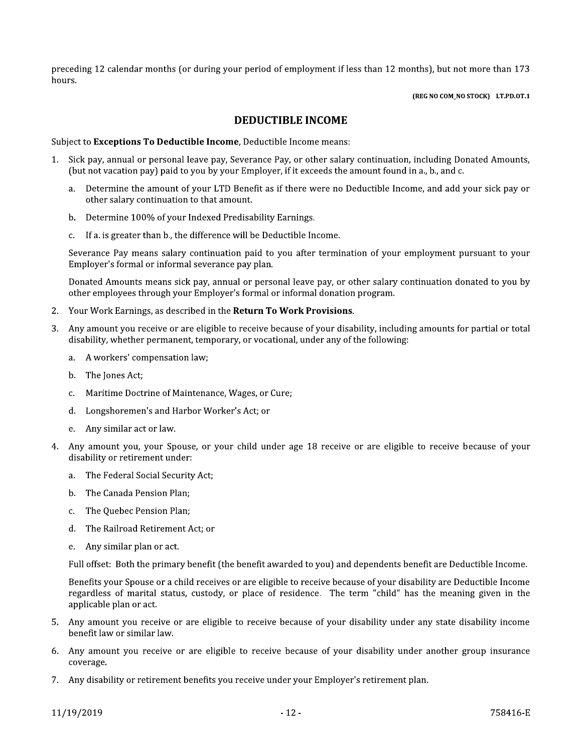preceding 12 calendar months (or during your period of employment if less than 12 months), but not more than 173 hours.

**(REG NO COM_NO STOCK) LT.PD.OT.1**

## DEDUCTIBLE INCOME

Subject to **Exceptions To Deductible Income**, Deductible Income means:

1. Sick pay, annual or personal leave pay, Severance Pay, or other salary continuation, including Donated Amounts, (but not vacation pay) paid to you by your Employer, if it exceeds the amount found in a., b., and c.

   a. Determine the amount of your LTD Benefit as if there were no Deductible Income, and add your sick pay or other salary continuation to that amount.

   b. Determine 100% of your Indexed Predisability Earnings.

   c. If a. is greater than b., the difference will be Deductible Income.

   Severance Pay means salary continuation paid to you after termination of your employment pursuant to your Employer's formal or informal severance pay plan.

   Donated Amounts means sick pay, annual or personal leave pay, or other salary continuation donated to you by other employees through your Employer's formal or informal donation program.

2. Your Work Earnings, as described in the **Return To Work Provisions**.

3. Any amount you receive or are eligible to receive because of your disability, including amounts for partial or total disability, whether permanent, temporary, or vocational, under any of the following:

   a. A workers' compensation law;

   b. The Jones Act;

   c. Maritime Doctrine of Maintenance, Wages, or Cure;

   d. Longshoremen's and Harbor Worker's Act; or

   e. Any similar act or law.

4. Any amount you, your Spouse, or your child under age 18 receive or are eligible to receive because of your disability or retirement under:

   a. The Federal Social Security Act;

   b. The Canada Pension Plan;

   c. The Quebec Pension Plan;

   d. The Railroad Retirement Act; or

   e. Any similar plan or act.

   Full offset: Both the primary benefit (the benefit awarded to you) and dependents benefit are Deductible Income.

   Benefits your Spouse or a child receives or are eligible to receive because of your disability are Deductible Income regardless of marital status, custody, or place of residence. The term "child" has the meaning given in the applicable plan or act.

5. Any amount you receive or are eligible to receive because of your disability under any state disability income benefit law or similar law.

6. Any amount you receive or are eligible to receive because of your disability under another group insurance coverage.

7. Any disability or retirement benefits you receive under your Employer's retirement plan.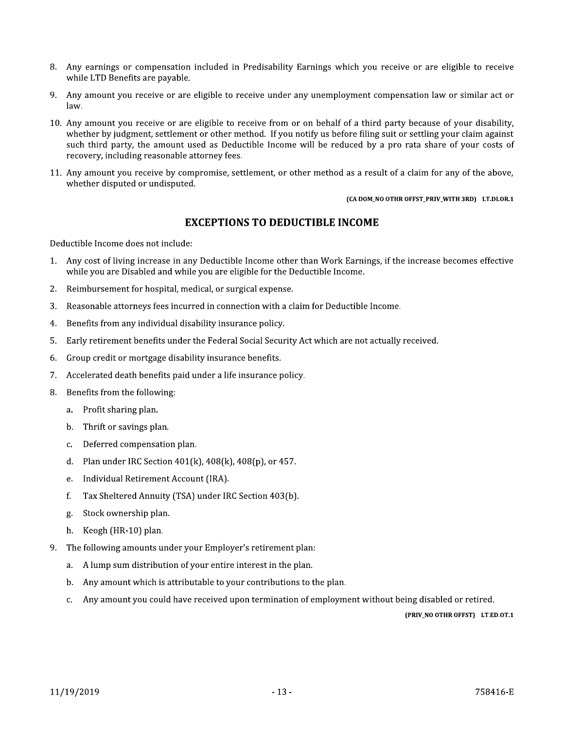8. Any earnings or compensation included in Predisability Earnings which you receive or are eligible to receive while LTD Benefits are payable.

9. Any amount you receive or are eligible to receive under any unemployment compensation law or similar act or law.

10. Any amount you receive or are eligible to receive from or on behalf of a third party because of your disability, whether by judgment, settlement or other method. If you notify us before filing suit or settling your claim against such third party, the amount used as Deductible Income will be reduced by a pro rata share of your costs of recovery, including reasonable attorney fees.

11. Any amount you receive by compromise, settlement, or other method as a result of a claim for any of the above, whether disputed or undisputed.

**(CA DOM_NO OTHR OFFST_PRIV_WITH 3RD) LT.DI.OR.1**

## EXCEPTIONS TO DEDUCTIBLE INCOME

Deductible Income does not include:

1. Any cost of living increase in any Deductible Income other than Work Earnings, if the increase becomes effective while you are Disabled and while you are eligible for the Deductible Income.
2. Reimbursement for hospital, medical, or surgical expense.
3. Reasonable attorneys fees incurred in connection with a claim for Deductible Income.
4. Benefits from any individual disability insurance policy.
5. Early retirement benefits under the Federal Social Security Act which are not actually received.
6. Group credit or mortgage disability insurance benefits.
7. Accelerated death benefits paid under a life insurance policy.
8. Benefits from the following:
   a. Profit sharing plan.
   b. Thrift or savings plan.
   c. Deferred compensation plan.
   d. Plan under IRC Section 401(k), 408(k), 408(p), or 457.
   e. Individual Retirement Account (IRA).
   f. Tax Sheltered Annuity (TSA) under IRC Section 403(b).
   g. Stock ownership plan.
   h. Keogh (HR-10) plan.
9. The following amounts under your Employer's retirement plan:
   a. A lump sum distribution of your entire interest in the plan.
   b. Any amount which is attributable to your contributions to the plan.
   c. Any amount you could have received upon termination of employment without being disabled or retired.

**(PRIV_NO OTHR OFFST) LT.ED.OT.1**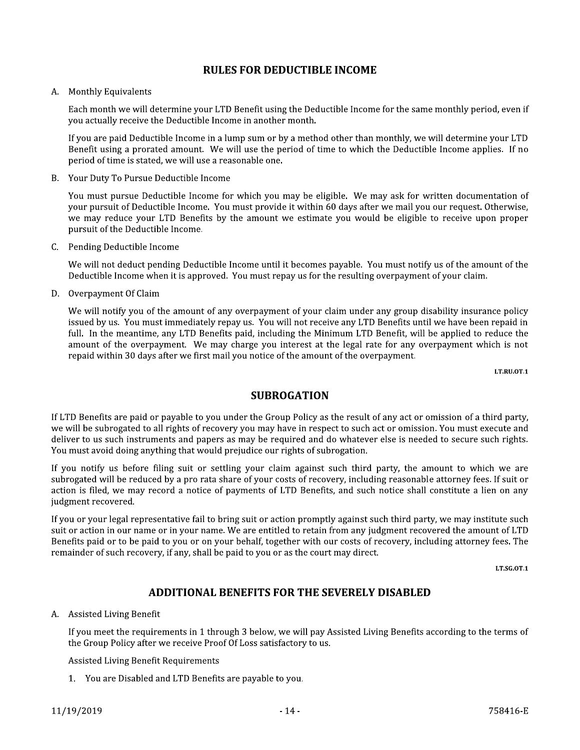## RULES FOR DEDUCTIBLE INCOME

A. Monthly Equivalents

Each month we will determine your LTD Benefit using the Deductible Income for the same monthly period, even if you actually receive the Deductible Income in another month.

If you are paid Deductible Income in a lump sum or by a method other than monthly, we will determine your LTD Benefit using a prorated amount. We will use the period of time to which the Deductible Income applies. If no period of time is stated, we will use a reasonable one.

B. Your Duty To Pursue Deductible Income

You must pursue Deductible Income for which you may be eligible. We may ask for written documentation of your pursuit of Deductible Income. You must provide it within 60 days after we mail you our request. Otherwise, we may reduce your LTD Benefits by the amount we estimate you would be eligible to receive upon proper pursuit of the Deductible Income.

C. Pending Deductible Income

We will not deduct pending Deductible Income until it becomes payable. You must notify us of the amount of the Deductible Income when it is approved. You must repay us for the resulting overpayment of your claim.

D. Overpayment Of Claim

We will notify you of the amount of any overpayment of your claim under any group disability insurance policy issued by us. You must immediately repay us. You will not receive any LTD Benefits until we have been repaid in full. In the meantime, any LTD Benefits paid, including the Minimum LTD Benefit, will be applied to reduce the amount of the overpayment. We may charge you interest at the legal rate for any overpayment which is not repaid within 30 days after we first mail you notice of the amount of the overpayment.

LT.RU.OT.1

## SUBROGATION

If LTD Benefits are paid or payable to you under the Group Policy as the result of any act or omission of a third party, we will be subrogated to all rights of recovery you may have in respect to such act or omission. You must execute and deliver to us such instruments and papers as may be required and do whatever else is needed to secure such rights. You must avoid doing anything that would prejudice our rights of subrogation.

If you notify us before filing suit or settling your claim against such third party, the amount to which we are subrogated will be reduced by a pro rata share of your costs of recovery, including reasonable attorney fees. If suit or action is filed, we may record a notice of payments of LTD Benefits, and such notice shall constitute a lien on any judgment recovered.

If you or your legal representative fail to bring suit or action promptly against such third party, we may institute such suit or action in our name or in your name. We are entitled to retain from any judgment recovered the amount of LTD Benefits paid or to be paid to you or on your behalf, together with our costs of recovery, including attorney fees. The remainder of such recovery, if any, shall be paid to you or as the court may direct.

LT.SG.OT.1

## ADDITIONAL BENEFITS FOR THE SEVERELY DISABLED

A. Assisted Living Benefit

If you meet the requirements in 1 through 3 below, we will pay Assisted Living Benefits according to the terms of the Group Policy after we receive Proof Of Loss satisfactory to us.

Assisted Living Benefit Requirements

1. You are Disabled and LTD Benefits are payable to you.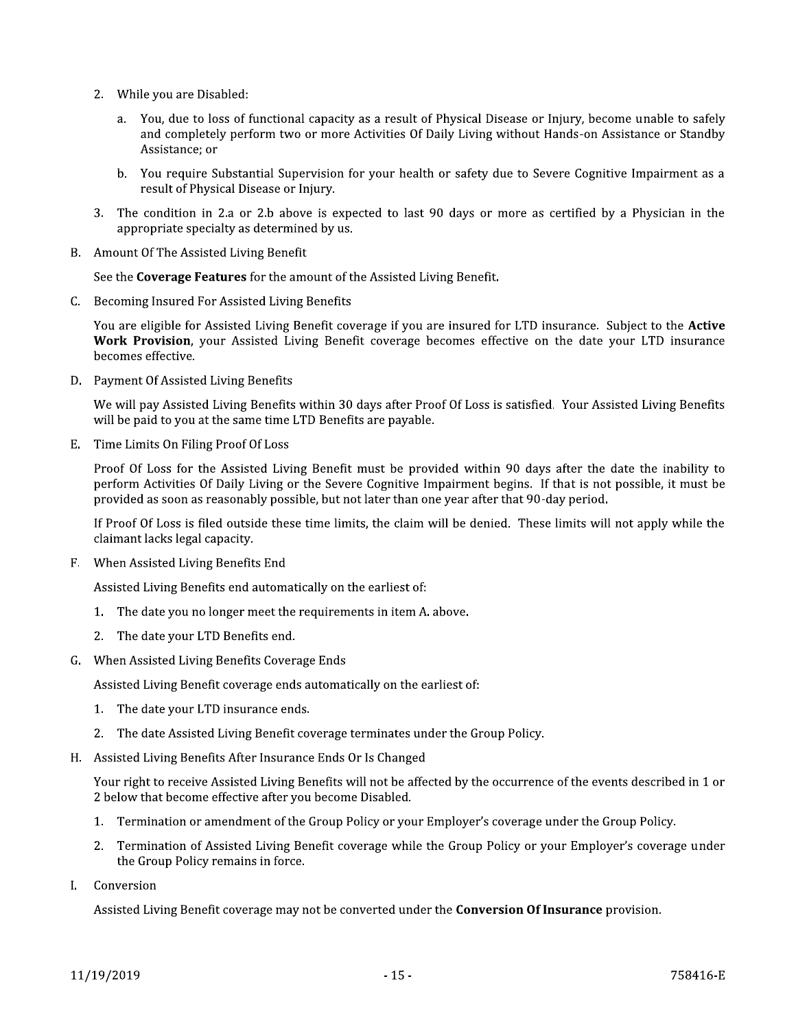2. While you are Disabled:

   a. You, due to loss of functional capacity as a result of Physical Disease or Injury, become unable to safely and completely perform two or more Activities Of Daily Living without Hands-on Assistance or Standby Assistance; or

   b. You require Substantial Supervision for your health or safety due to Severe Cognitive Impairment as a result of Physical Disease or Injury.

3. The condition in 2.a or 2.b above is expected to last 90 days or more as certified by a Physician in the appropriate specialty as determined by us.

B. Amount Of The Assisted Living Benefit

   See the **Coverage Features** for the amount of the Assisted Living Benefit.

C. Becoming Insured For Assisted Living Benefits

   You are eligible for Assisted Living Benefit coverage if you are insured for LTD insurance. Subject to the **Active Work Provision**, your Assisted Living Benefit coverage becomes effective on the date your LTD insurance becomes effective.

D. Payment Of Assisted Living Benefits

   We will pay Assisted Living Benefits within 30 days after Proof Of Loss is satisfied. Your Assisted Living Benefits will be paid to you at the same time LTD Benefits are payable.

E. Time Limits On Filing Proof Of Loss

   Proof Of Loss for the Assisted Living Benefit must be provided within 90 days after the date the inability to perform Activities Of Daily Living or the Severe Cognitive Impairment begins. If that is not possible, it must be provided as soon as reasonably possible, but not later than one year after that 90-day period.

   If Proof Of Loss is filed outside these time limits, the claim will be denied. These limits will not apply while the claimant lacks legal capacity.

F. When Assisted Living Benefits End

   Assisted Living Benefits end automatically on the earliest of:

   1. The date you no longer meet the requirements in item A. above.
   2. The date your LTD Benefits end.

G. When Assisted Living Benefits Coverage Ends

   Assisted Living Benefit coverage ends automatically on the earliest of:

   1. The date your LTD insurance ends.
   2. The date Assisted Living Benefit coverage terminates under the Group Policy.

H. Assisted Living Benefits After Insurance Ends Or Is Changed

   Your right to receive Assisted Living Benefits will not be affected by the occurrence of the events described in 1 or 2 below that become effective after you become Disabled.

   1. Termination or amendment of the Group Policy or your Employer's coverage under the Group Policy.
   2. Termination of Assisted Living Benefit coverage while the Group Policy or your Employer's coverage under the Group Policy remains in force.

I. Conversion

   Assisted Living Benefit coverage may not be converted under the **Conversion Of Insurance** provision.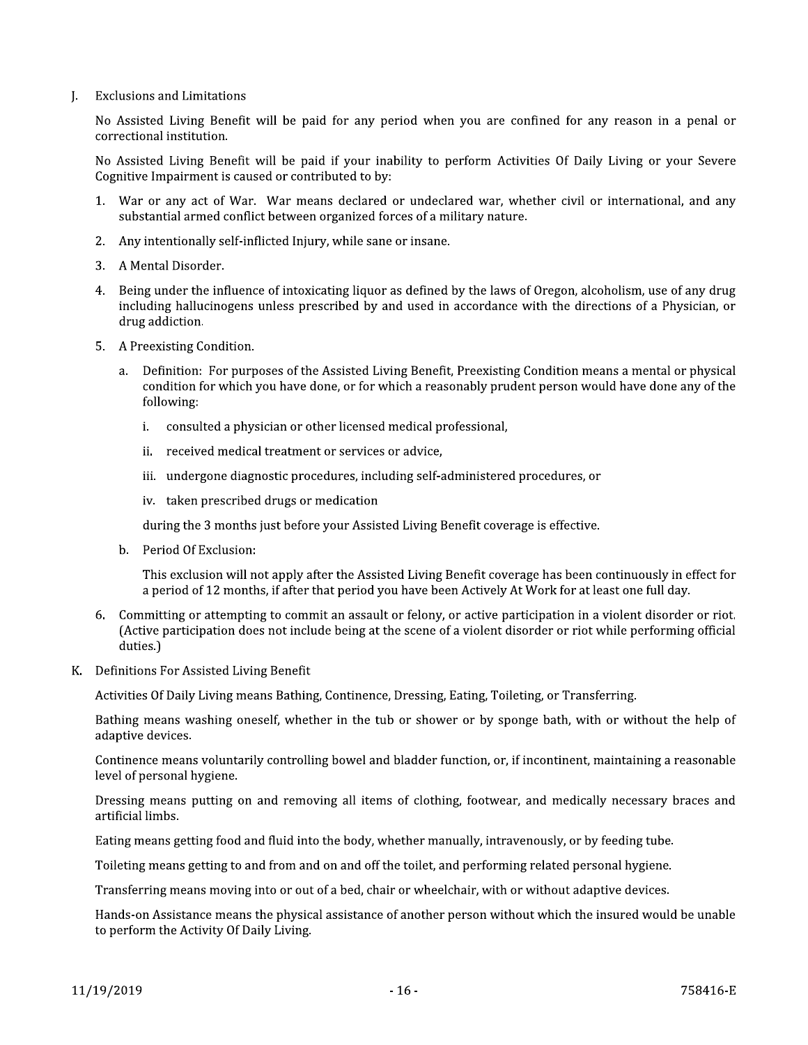J. Exclusions and Limitations

No Assisted Living Benefit will be paid for any period when you are confined for any reason in a penal or correctional institution.

No Assisted Living Benefit will be paid if your inability to perform Activities Of Daily Living or your Severe Cognitive Impairment is caused or contributed to by:

1. War or any act of War. War means declared or undeclared war, whether civil or international, and any substantial armed conflict between organized forces of a military nature.

2. Any intentionally self-inflicted Injury, while sane or insane.

3. A Mental Disorder.

4. Being under the influence of intoxicating liquor as defined by the laws of Oregon, alcoholism, use of any drug including hallucinogens unless prescribed by and used in accordance with the directions of a Physician, or drug addiction.

5. A Preexisting Condition.

   a. Definition: For purposes of the Assisted Living Benefit, Preexisting Condition means a mental or physical condition for which you have done, or for which a reasonably prudent person would have done any of the following:

      i. consulted a physician or other licensed medical professional,

      ii. received medical treatment or services or advice,

      iii. undergone diagnostic procedures, including self-administered procedures, or

      iv. taken prescribed drugs or medication

      during the 3 months just before your Assisted Living Benefit coverage is effective.

   b. Period Of Exclusion:

      This exclusion will not apply after the Assisted Living Benefit coverage has been continuously in effect for a period of 12 months, if after that period you have been Actively At Work for at least one full day.

6. Committing or attempting to commit an assault or felony, or active participation in a violent disorder or riot. (Active participation does not include being at the scene of a violent disorder or riot while performing official duties.)

K. Definitions For Assisted Living Benefit

Activities Of Daily Living means Bathing, Continence, Dressing, Eating, Toileting, or Transferring.

Bathing means washing oneself, whether in the tub or shower or by sponge bath, with or without the help of adaptive devices.

Continence means voluntarily controlling bowel and bladder function, or, if incontinent, maintaining a reasonable level of personal hygiene.

Dressing means putting on and removing all items of clothing, footwear, and medically necessary braces and artificial limbs.

Eating means getting food and fluid into the body, whether manually, intravenously, or by feeding tube.

Toileting means getting to and from and on and off the toilet, and performing related personal hygiene.

Transferring means moving into or out of a bed, chair or wheelchair, with or without adaptive devices.

Hands-on Assistance means the physical assistance of another person without which the insured would be unable to perform the Activity Of Daily Living.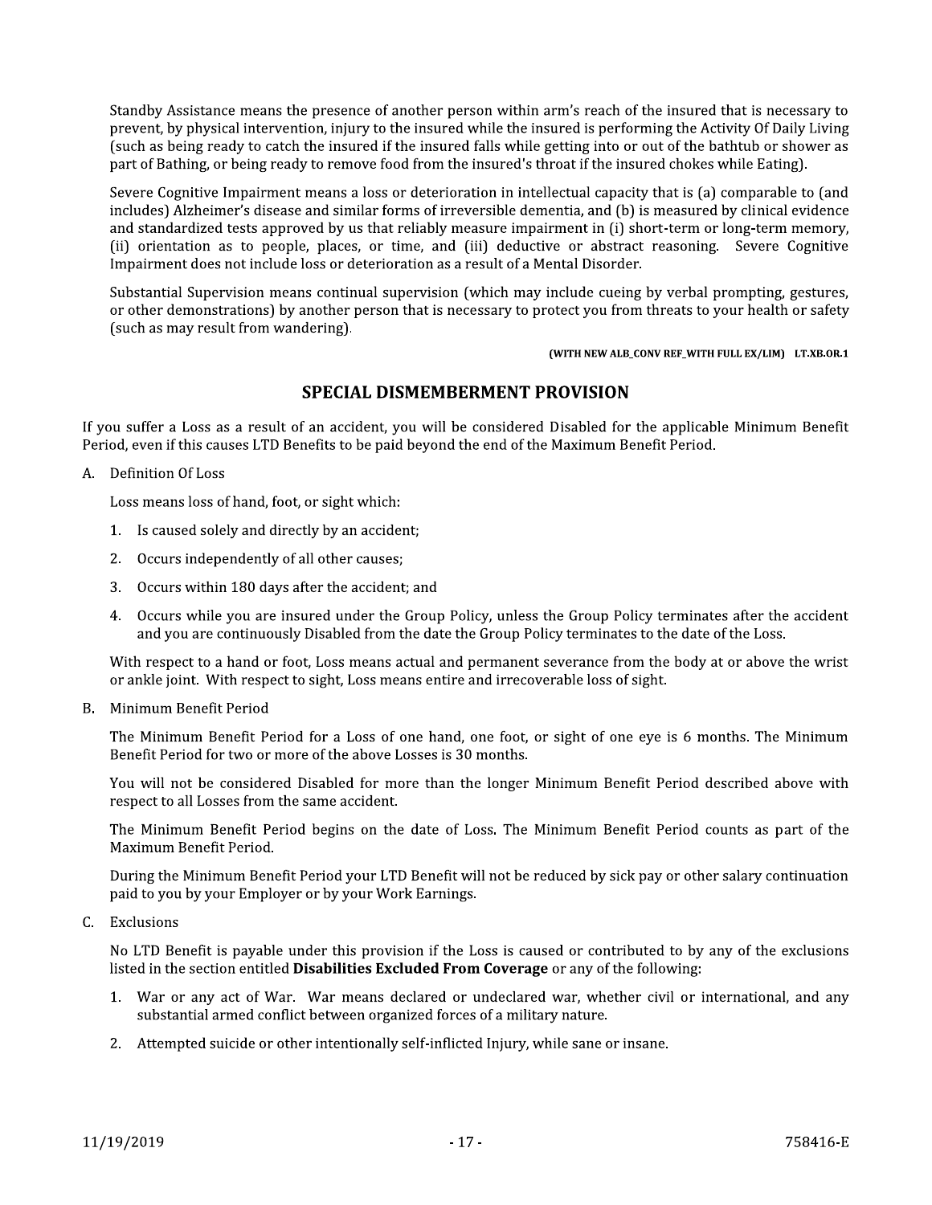Standby Assistance means the presence of another person within arm's reach of the insured that is necessary to prevent, by physical intervention, injury to the insured while the insured is performing the Activity Of Daily Living (such as being ready to catch the insured if the insured falls while getting into or out of the bathtub or shower as part of Bathing, or being ready to remove food from the insured's throat if the insured chokes while Eating).

Severe Cognitive Impairment means a loss or deterioration in intellectual capacity that is (a) comparable to (and includes) Alzheimer's disease and similar forms of irreversible dementia, and (b) is measured by clinical evidence and standardized tests approved by us that reliably measure impairment in (i) short-term or long-term memory, (ii) orientation as to people, places, or time, and (iii) deductive or abstract reasoning. Severe Cognitive Impairment does not include loss or deterioration as a result of a Mental Disorder.

Substantial Supervision means continual supervision (which may include cueing by verbal prompting, gestures, or other demonstrations) by another person that is necessary to protect you from threats to your health or safety (such as may result from wandering).

**(WITH NEW ALB_CONV REF_WITH FULL EX/LIM) LT.XB.OR.1**

## SPECIAL DISMEMBERMENT PROVISION

If you suffer a Loss as a result of an accident, you will be considered Disabled for the applicable Minimum Benefit Period, even if this causes LTD Benefits to be paid beyond the end of the Maximum Benefit Period.

A. Definition Of Loss

   Loss means loss of hand, foot, or sight which:

   1. Is caused solely and directly by an accident;
   2. Occurs independently of all other causes;
   3. Occurs within 180 days after the accident; and
   4. Occurs while you are insured under the Group Policy, unless the Group Policy terminates after the accident and you are continuously Disabled from the date the Group Policy terminates to the date of the Loss.

   With respect to a hand or foot, Loss means actual and permanent severance from the body at or above the wrist or ankle joint. With respect to sight, Loss means entire and irrecoverable loss of sight.

B. Minimum Benefit Period

   The Minimum Benefit Period for a Loss of one hand, one foot, or sight of one eye is 6 months. The Minimum Benefit Period for two or more of the above Losses is 30 months.

   You will not be considered Disabled for more than the longer Minimum Benefit Period described above with respect to all Losses from the same accident.

   The Minimum Benefit Period begins on the date of Loss. The Minimum Benefit Period counts as part of the Maximum Benefit Period.

   During the Minimum Benefit Period your LTD Benefit will not be reduced by sick pay or other salary continuation paid to you by your Employer or by your Work Earnings.

C. Exclusions

   No LTD Benefit is payable under this provision if the Loss is caused or contributed to by any of the exclusions listed in the section entitled **Disabilities Excluded From Coverage** or any of the following:

   1. War or any act of War. War means declared or undeclared war, whether civil or international, and any substantial armed conflict between organized forces of a military nature.
   2. Attempted suicide or other intentionally self-inflicted Injury, while sane or insane.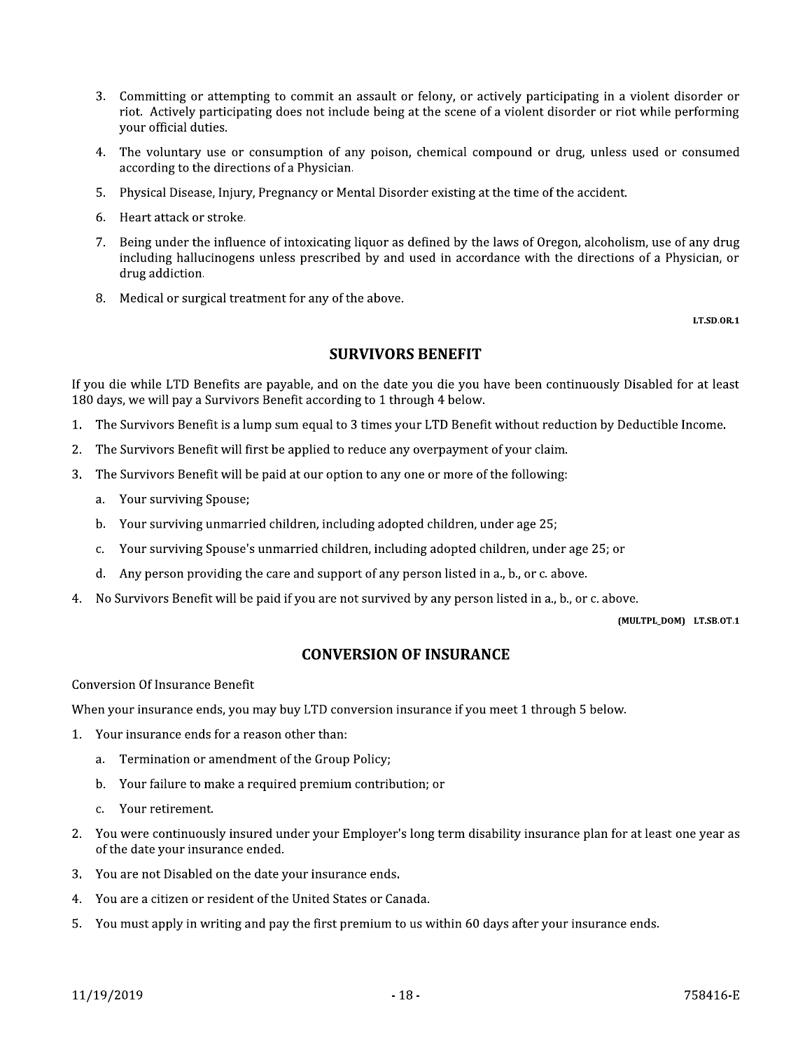3. Committing or attempting to commit an assault or felony, or actively participating in a violent disorder or riot. Actively participating does not include being at the scene of a violent disorder or riot while performing your official duties.
4. The voluntary use or consumption of any poison, chemical compound or drug, unless used or consumed according to the directions of a Physician.
5. Physical Disease, Injury, Pregnancy or Mental Disorder existing at the time of the accident.
6. Heart attack or stroke.
7. Being under the influence of intoxicating liquor as defined by the laws of Oregon, alcoholism, use of any drug including hallucinogens unless prescribed by and used in accordance with the directions of a Physician, or drug addiction.
8. Medical or surgical treatment for any of the above.

LT.SD.OR.1

## SURVIVORS BENEFIT

If you die while LTD Benefits are payable, and on the date you die you have been continuously Disabled for at least 180 days, we will pay a Survivors Benefit according to 1 through 4 below.

1. The Survivors Benefit is a lump sum equal to 3 times your LTD Benefit without reduction by Deductible Income.
2. The Survivors Benefit will first be applied to reduce any overpayment of your claim.
3. The Survivors Benefit will be paid at our option to any one or more of the following:
   a. Your surviving Spouse;
   b. Your surviving unmarried children, including adopted children, under age 25;
   c. Your surviving Spouse's unmarried children, including adopted children, under age 25; or
   d. Any person providing the care and support of any person listed in a., b., or c. above.
4. No Survivors Benefit will be paid if you are not survived by any person listed in a., b., or c. above.

(MULTPL_DOM) LT.SB.OT.1

## CONVERSION OF INSURANCE

Conversion Of Insurance Benefit

When your insurance ends, you may buy LTD conversion insurance if you meet 1 through 5 below.

1. Your insurance ends for a reason other than:
   a. Termination or amendment of the Group Policy;
   b. Your failure to make a required premium contribution; or
   c. Your retirement.
2. You were continuously insured under your Employer's long term disability insurance plan for at least one year as of the date your insurance ended.
3. You are not Disabled on the date your insurance ends.
4. You are a citizen or resident of the United States or Canada.
5. You must apply in writing and pay the first premium to us within 60 days after your insurance ends.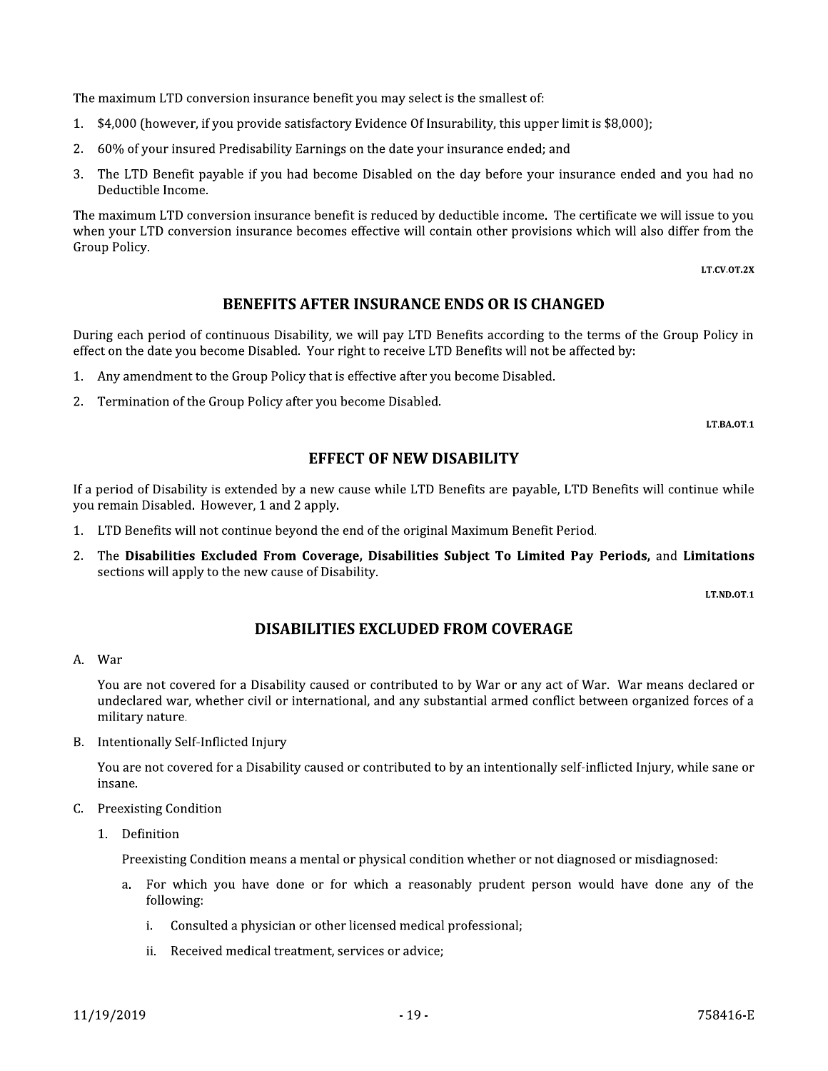The maximum LTD conversion insurance benefit you may select is the smallest of:

1. $4,000 (however, if you provide satisfactory Evidence Of Insurability, this upper limit is $8,000);
2. 60% of your insured Predisability Earnings on the date your insurance ended; and
3. The LTD Benefit payable if you had become Disabled on the day before your insurance ended and you had no Deductible Income.

The maximum LTD conversion insurance benefit is reduced by deductible income. The certificate we will issue to you when your LTD conversion insurance becomes effective will contain other provisions which will also differ from the Group Policy.

LT.CV.OT.2X

## BENEFITS AFTER INSURANCE ENDS OR IS CHANGED

During each period of continuous Disability, we will pay LTD Benefits according to the terms of the Group Policy in effect on the date you become Disabled. Your right to receive LTD Benefits will not be affected by:

1. Any amendment to the Group Policy that is effective after you become Disabled.
2. Termination of the Group Policy after you become Disabled.

LT.BA.OT.1

## EFFECT OF NEW DISABILITY

If a period of Disability is extended by a new cause while LTD Benefits are payable, LTD Benefits will continue while you remain Disabled. However, 1 and 2 apply.

1. LTD Benefits will not continue beyond the end of the original Maximum Benefit Period.
2. The **Disabilities Excluded From Coverage, Disabilities Subject To Limited Pay Periods,** and **Limitations** sections will apply to the new cause of Disability.

LT.ND.OT.1

## DISABILITIES EXCLUDED FROM COVERAGE

A. War

   You are not covered for a Disability caused or contributed to by War or any act of War. War means declared or undeclared war, whether civil or international, and any substantial armed conflict between organized forces of a military nature.

B. Intentionally Self-Inflicted Injury

   You are not covered for a Disability caused or contributed to by an intentionally self-inflicted Injury, while sane or insane.

C. Preexisting Condition

   1. Definition

      Preexisting Condition means a mental or physical condition whether or not diagnosed or misdiagnosed:

      a. For which you have done or for which a reasonably prudent person would have done any of the following:

         i. Consulted a physician or other licensed medical professional;

         ii. Received medical treatment, services or advice;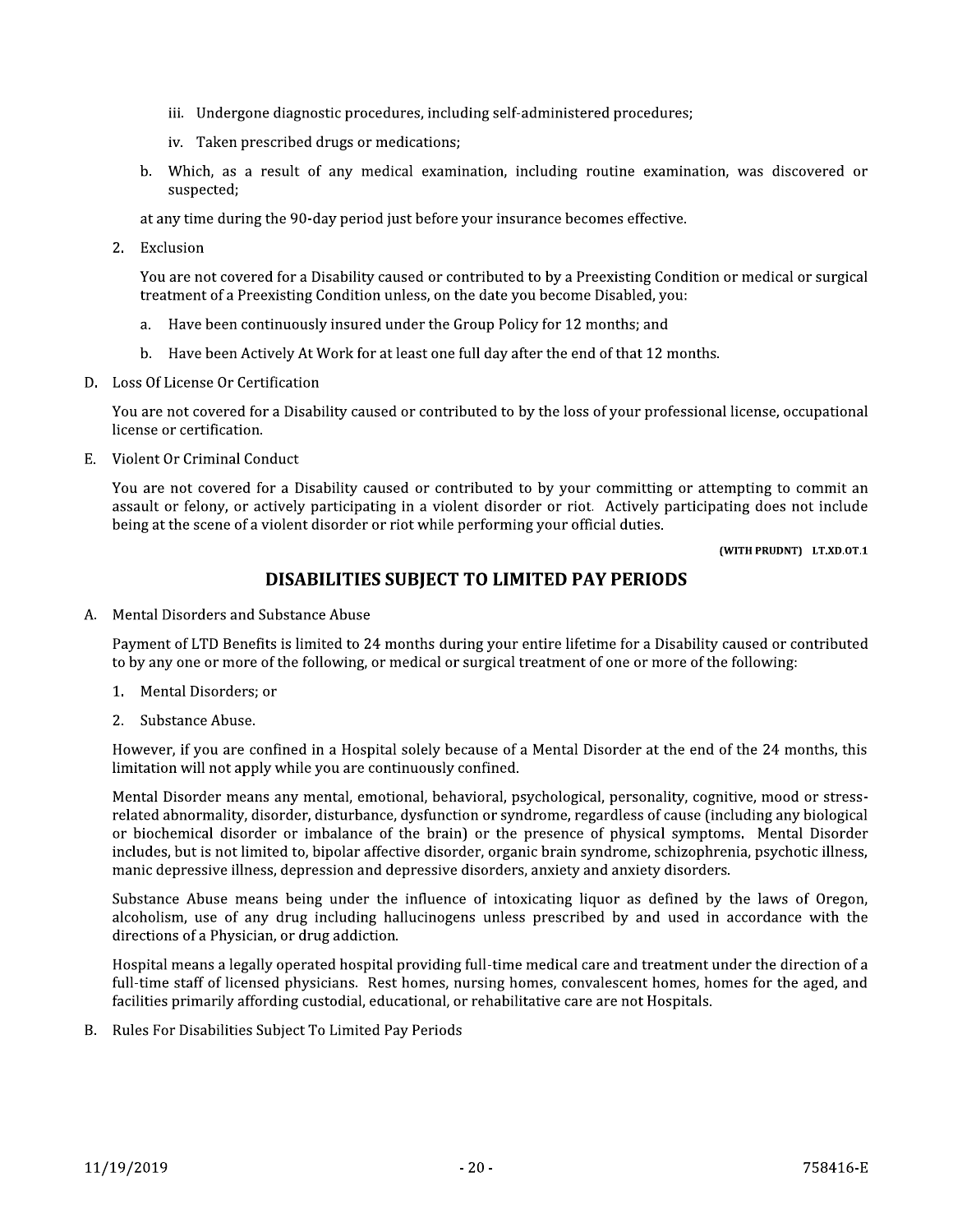iii. Undergone diagnostic procedures, including self-administered procedures;

iv. Taken prescribed drugs or medications;

b. Which, as a result of any medical examination, including routine examination, was discovered or suspected;

at any time during the 90-day period just before your insurance becomes effective.

2. Exclusion

You are not covered for a Disability caused or contributed to by a Preexisting Condition or medical or surgical treatment of a Preexisting Condition unless, on the date you become Disabled, you:

a. Have been continuously insured under the Group Policy for 12 months; and

b. Have been Actively At Work for at least one full day after the end of that 12 months.

D. Loss Of License Or Certification

You are not covered for a Disability caused or contributed to by the loss of your professional license, occupational license or certification.

E. Violent Or Criminal Conduct

You are not covered for a Disability caused or contributed to by your committing or attempting to commit an assault or felony, or actively participating in a violent disorder or riot. Actively participating does not include being at the scene of a violent disorder or riot while performing your official duties.

**(WITH PRUDNT) LT.XD.OT.1**

## DISABILITIES SUBJECT TO LIMITED PAY PERIODS

A. Mental Disorders and Substance Abuse

Payment of LTD Benefits is limited to 24 months during your entire lifetime for a Disability caused or contributed to by any one or more of the following, or medical or surgical treatment of one or more of the following:

1. Mental Disorders; or
2. Substance Abuse.

However, if you are confined in a Hospital solely because of a Mental Disorder at the end of the 24 months, this limitation will not apply while you are continuously confined.

Mental Disorder means any mental, emotional, behavioral, psychological, personality, cognitive, mood or stress-related abnormality, disorder, disturbance, dysfunction or syndrome, regardless of cause (including any biological or biochemical disorder or imbalance of the brain) or the presence of physical symptoms. Mental Disorder includes, but is not limited to, bipolar affective disorder, organic brain syndrome, schizophrenia, psychotic illness, manic depressive illness, depression and depressive disorders, anxiety and anxiety disorders.

Substance Abuse means being under the influence of intoxicating liquor as defined by the laws of Oregon, alcoholism, use of any drug including hallucinogens unless prescribed by and used in accordance with the directions of a Physician, or drug addiction.

Hospital means a legally operated hospital providing full-time medical care and treatment under the direction of a full-time staff of licensed physicians. Rest homes, nursing homes, convalescent homes, homes for the aged, and facilities primarily affording custodial, educational, or rehabilitative care are not Hospitals.

B. Rules For Disabilities Subject To Limited Pay Periods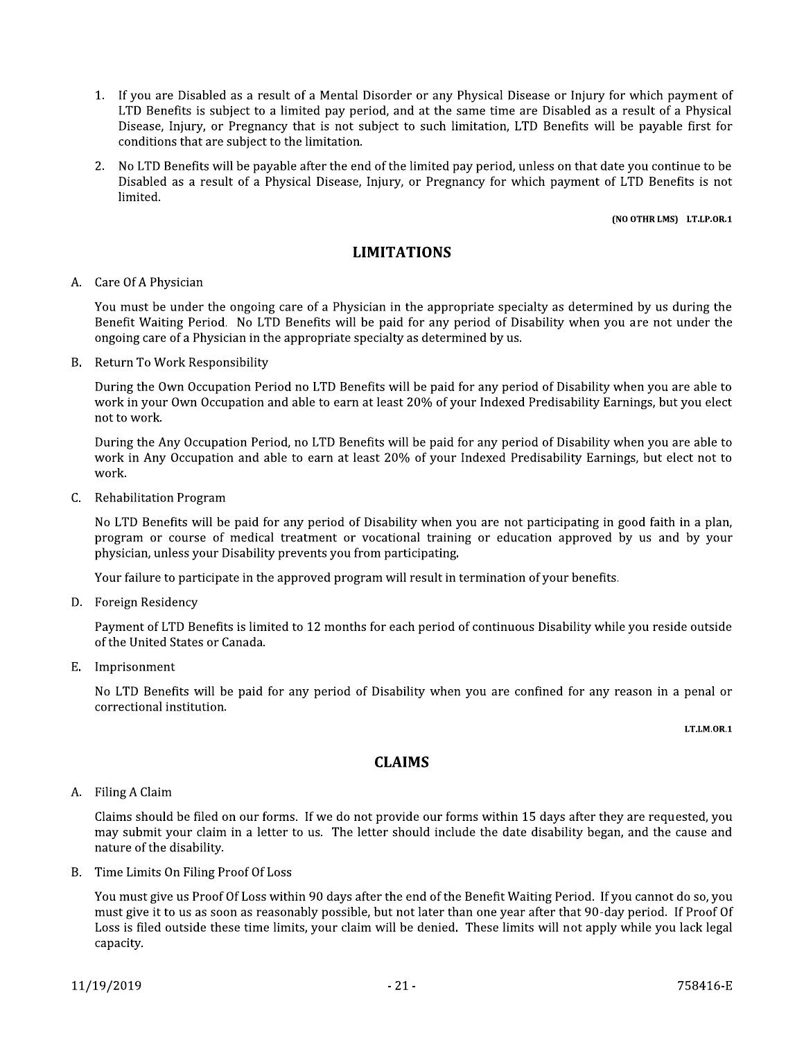1. If you are Disabled as a result of a Mental Disorder or any Physical Disease or Injury for which payment of LTD Benefits is subject to a limited pay period, and at the same time are Disabled as a result of a Physical Disease, Injury, or Pregnancy that is not subject to such limitation, LTD Benefits will be payable first for conditions that are subject to the limitation.
2. No LTD Benefits will be payable after the end of the limited pay period, unless on that date you continue to be Disabled as a result of a Physical Disease, Injury, or Pregnancy for which payment of LTD Benefits is not limited.

(NO OTHR LMS) LT.LP.OR.1

## LIMITATIONS

A. Care Of A Physician

You must be under the ongoing care of a Physician in the appropriate specialty as determined by us during the Benefit Waiting Period. No LTD Benefits will be paid for any period of Disability when you are not under the ongoing care of a Physician in the appropriate specialty as determined by us.

B. Return To Work Responsibility

During the Own Occupation Period no LTD Benefits will be paid for any period of Disability when you are able to work in your Own Occupation and able to earn at least 20% of your Indexed Predisability Earnings, but you elect not to work.

During the Any Occupation Period, no LTD Benefits will be paid for any period of Disability when you are able to work in Any Occupation and able to earn at least 20% of your Indexed Predisability Earnings, but elect not to work.

C. Rehabilitation Program

No LTD Benefits will be paid for any period of Disability when you are not participating in good faith in a plan, program or course of medical treatment or vocational training or education approved by us and by your physician, unless your Disability prevents you from participating.

Your failure to participate in the approved program will result in termination of your benefits.

D. Foreign Residency

Payment of LTD Benefits is limited to 12 months for each period of continuous Disability while you reside outside of the United States or Canada.

E. Imprisonment

No LTD Benefits will be paid for any period of Disability when you are confined for any reason in a penal or correctional institution.

LT.LM.OR.1

## CLAIMS

A. Filing A Claim

Claims should be filed on our forms. If we do not provide our forms within 15 days after they are requested, you may submit your claim in a letter to us. The letter should include the date disability began, and the cause and nature of the disability.

B. Time Limits On Filing Proof Of Loss

You must give us Proof Of Loss within 90 days after the end of the Benefit Waiting Period. If you cannot do so, you must give it to us as soon as reasonably possible, but not later than one year after that 90-day period. If Proof Of Loss is filed outside these time limits, your claim will be denied. These limits will not apply while you lack legal capacity.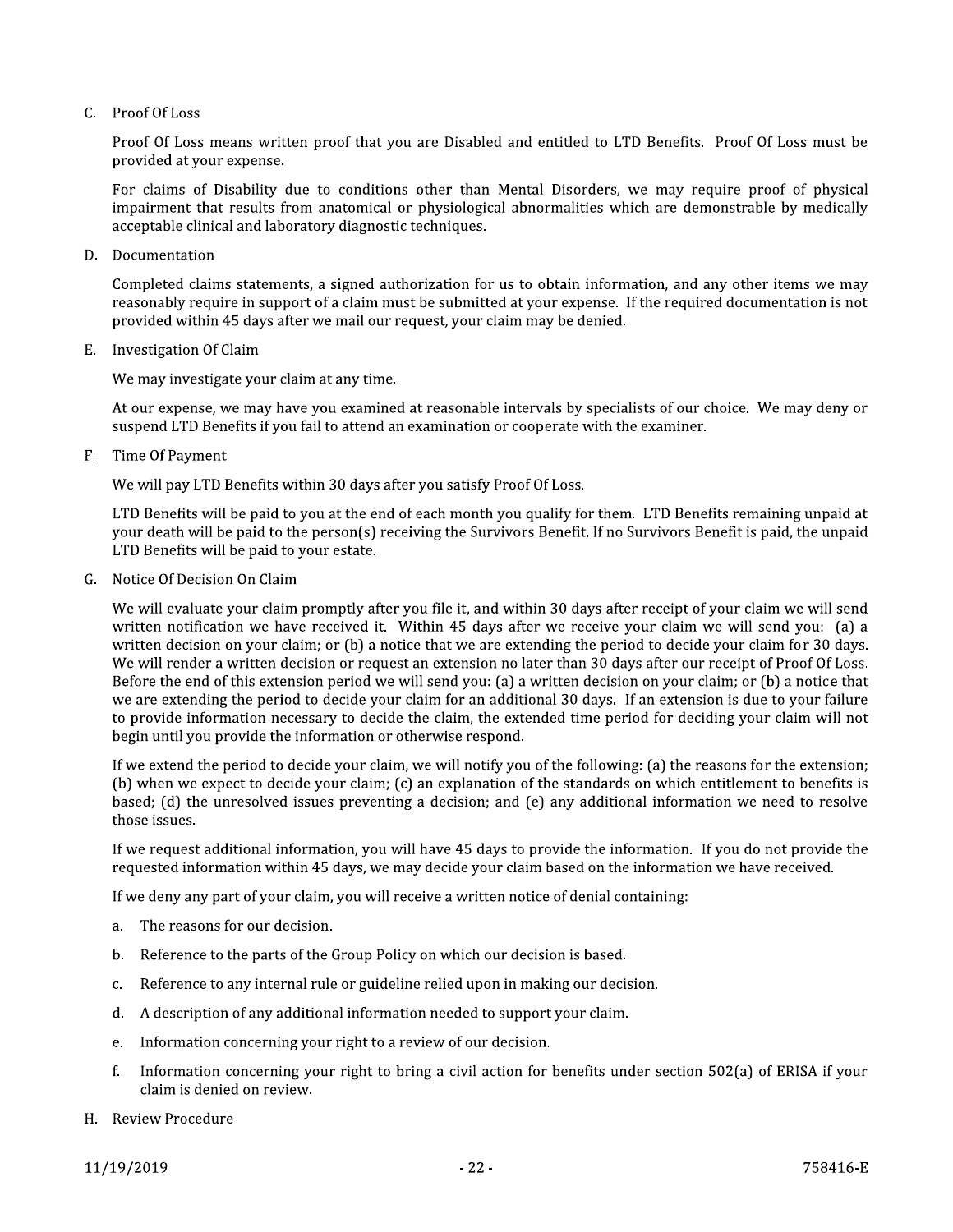C. Proof Of Loss

Proof Of Loss means written proof that you are Disabled and entitled to LTD Benefits. Proof Of Loss must be provided at your expense.

For claims of Disability due to conditions other than Mental Disorders, we may require proof of physical impairment that results from anatomical or physiological abnormalities which are demonstrable by medically acceptable clinical and laboratory diagnostic techniques.

D. Documentation

Completed claims statements, a signed authorization for us to obtain information, and any other items we may reasonably require in support of a claim must be submitted at your expense. If the required documentation is not provided within 45 days after we mail our request, your claim may be denied.

E. Investigation Of Claim

We may investigate your claim at any time.

At our expense, we may have you examined at reasonable intervals by specialists of our choice. We may deny or suspend LTD Benefits if you fail to attend an examination or cooperate with the examiner.

F. Time Of Payment

We will pay LTD Benefits within 30 days after you satisfy Proof Of Loss.

LTD Benefits will be paid to you at the end of each month you qualify for them. LTD Benefits remaining unpaid at your death will be paid to the person(s) receiving the Survivors Benefit. If no Survivors Benefit is paid, the unpaid LTD Benefits will be paid to your estate.

G. Notice Of Decision On Claim

We will evaluate your claim promptly after you file it, and within 30 days after receipt of your claim we will send written notification we have received it. Within 45 days after we receive your claim we will send you: (a) a written decision on your claim; or (b) a notice that we are extending the period to decide your claim for 30 days. We will render a written decision or request an extension no later than 30 days after our receipt of Proof Of Loss. Before the end of this extension period we will send you: (a) a written decision on your claim; or (b) a notice that we are extending the period to decide your claim for an additional 30 days. If an extension is due to your failure to provide information necessary to decide the claim, the extended time period for deciding your claim will not begin until you provide the information or otherwise respond.

If we extend the period to decide your claim, we will notify you of the following: (a) the reasons for the extension; (b) when we expect to decide your claim; (c) an explanation of the standards on which entitlement to benefits is based; (d) the unresolved issues preventing a decision; and (e) any additional information we need to resolve those issues.

If we request additional information, you will have 45 days to provide the information. If you do not provide the requested information within 45 days, we may decide your claim based on the information we have received.

If we deny any part of your claim, you will receive a written notice of denial containing:

a. The reasons for our decision.

b. Reference to the parts of the Group Policy on which our decision is based.

c. Reference to any internal rule or guideline relied upon in making our decision.

d. A description of any additional information needed to support your claim.

e. Information concerning your right to a review of our decision.

f. Information concerning your right to bring a civil action for benefits under section 502(a) of ERISA if your claim is denied on review.

H. Review Procedure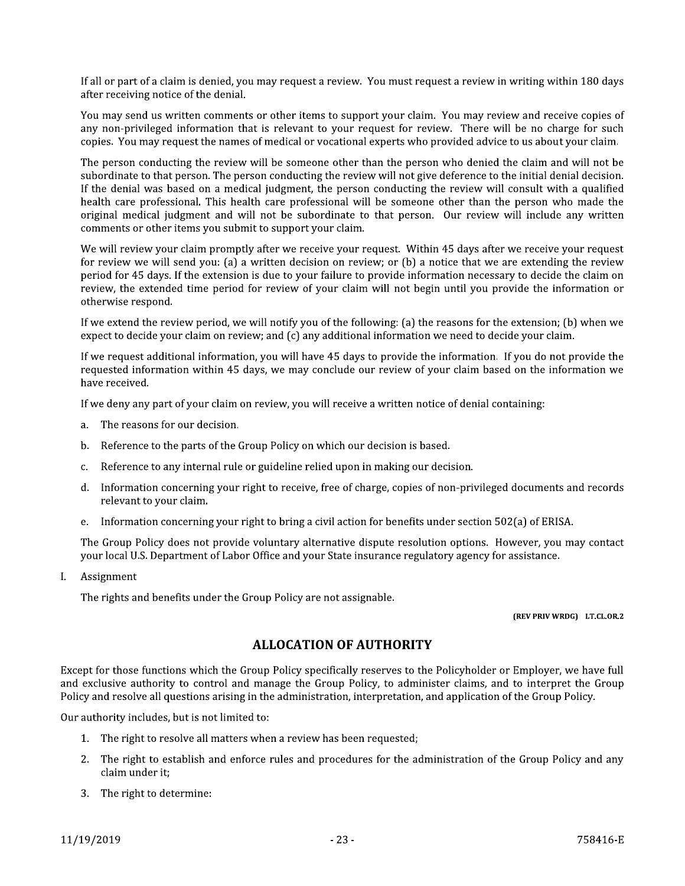If all or part of a claim is denied, you may request a review. You must request a review in writing within 180 days after receiving notice of the denial.

You may send us written comments or other items to support your claim. You may review and receive copies of any non-privileged information that is relevant to your request for review. There will be no charge for such copies. You may request the names of medical or vocational experts who provided advice to us about your claim.

The person conducting the review will be someone other than the person who denied the claim and will not be subordinate to that person. The person conducting the review will not give deference to the initial denial decision. If the denial was based on a medical judgment, the person conducting the review will consult with a qualified health care professional. This health care professional will be someone other than the person who made the original medical judgment and will not be subordinate to that person. Our review will include any written comments or other items you submit to support your claim.

We will review your claim promptly after we receive your request. Within 45 days after we receive your request for review we will send you: (a) a written decision on review; or (b) a notice that we are extending the review period for 45 days. If the extension is due to your failure to provide information necessary to decide the claim on review, the extended time period for review of your claim will not begin until you provide the information or otherwise respond.

If we extend the review period, we will notify you of the following: (a) the reasons for the extension; (b) when we expect to decide your claim on review; and (c) any additional information we need to decide your claim.

If we request additional information, you will have 45 days to provide the information. If you do not provide the requested information within 45 days, we may conclude our review of your claim based on the information we have received.

If we deny any part of your claim on review, you will receive a written notice of denial containing:

a. The reasons for our decision.

b. Reference to the parts of the Group Policy on which our decision is based.

c. Reference to any internal rule or guideline relied upon in making our decision.

d. Information concerning your right to receive, free of charge, copies of non-privileged documents and records relevant to your claim.

e. Information concerning your right to bring a civil action for benefits under section 502(a) of ERISA.

The Group Policy does not provide voluntary alternative dispute resolution options. However, you may contact your local U.S. Department of Labor Office and your State insurance regulatory agency for assistance.

I. Assignment

The rights and benefits under the Group Policy are not assignable.

**(REV PRIV WRDG) LT.CL.OR.2**

## ALLOCATION OF AUTHORITY

Except for those functions which the Group Policy specifically reserves to the Policyholder or Employer, we have full and exclusive authority to control and manage the Group Policy, to administer claims, and to interpret the Group Policy and resolve all questions arising in the administration, interpretation, and application of the Group Policy.

Our authority includes, but is not limited to:

1. The right to resolve all matters when a review has been requested;
2. The right to establish and enforce rules and procedures for the administration of the Group Policy and any claim under it;
3. The right to determine: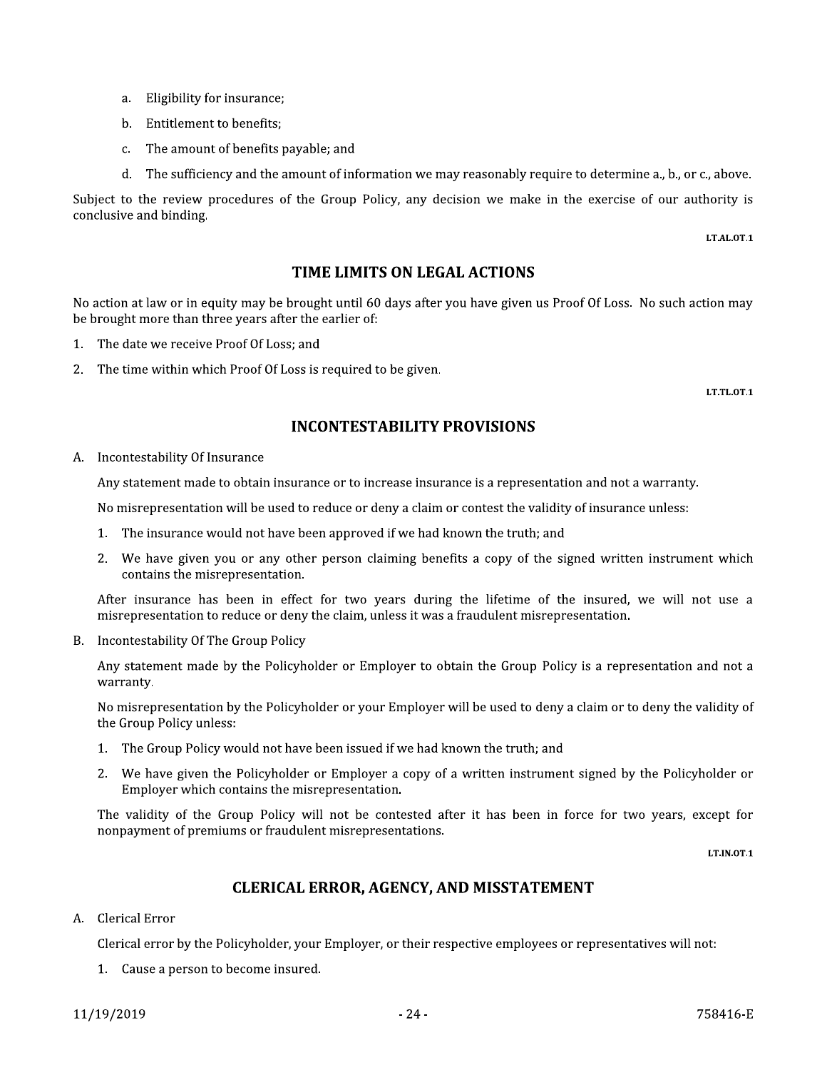a. Eligibility for insurance;

b. Entitlement to benefits;

c. The amount of benefits payable; and

d. The sufficiency and the amount of information we may reasonably require to determine a., b., or c., above.

Subject to the review procedures of the Group Policy, any decision we make in the exercise of our authority is conclusive and binding.

LT.AL.OT.1

## TIME LIMITS ON LEGAL ACTIONS

No action at law or in equity may be brought until 60 days after you have given us Proof Of Loss. No such action may be brought more than three years after the earlier of:

1. The date we receive Proof Of Loss; and
2. The time within which Proof Of Loss is required to be given.

LT.TL.OT.1

## INCONTESTABILITY PROVISIONS

A. Incontestability Of Insurance

Any statement made to obtain insurance or to increase insurance is a representation and not a warranty.

No misrepresentation will be used to reduce or deny a claim or contest the validity of insurance unless:

1. The insurance would not have been approved if we had known the truth; and
2. We have given you or any other person claiming benefits a copy of the signed written instrument which contains the misrepresentation.

After insurance has been in effect for two years during the lifetime of the insured, we will not use a misrepresentation to reduce or deny the claim, unless it was a fraudulent misrepresentation.

B. Incontestability Of The Group Policy

Any statement made by the Policyholder or Employer to obtain the Group Policy is a representation and not a warranty.

No misrepresentation by the Policyholder or your Employer will be used to deny a claim or to deny the validity of the Group Policy unless:

1. The Group Policy would not have been issued if we had known the truth; and
2. We have given the Policyholder or Employer a copy of a written instrument signed by the Policyholder or Employer which contains the misrepresentation.

The validity of the Group Policy will not be contested after it has been in force for two years, except for nonpayment of premiums or fraudulent misrepresentations.

LT.IN.OT.1

## CLERICAL ERROR, AGENCY, AND MISSTATEMENT

A. Clerical Error

Clerical error by the Policyholder, your Employer, or their respective employees or representatives will not:

1. Cause a person to become insured.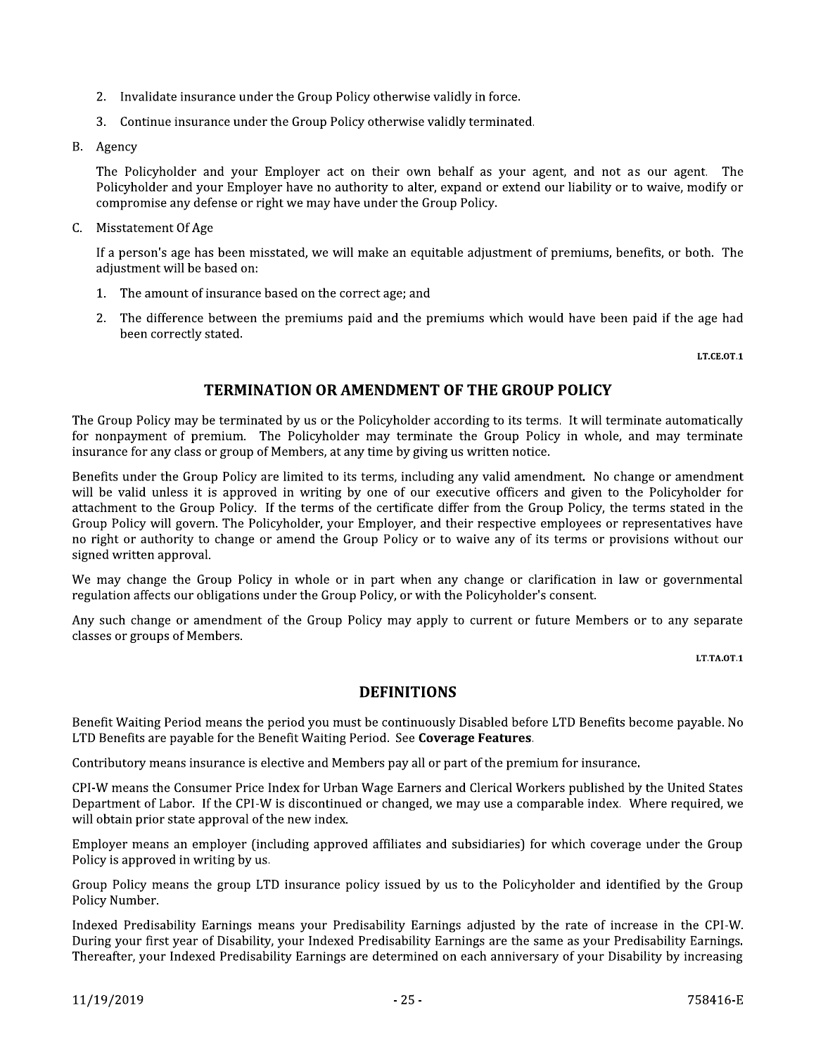2. Invalidate insurance under the Group Policy otherwise validly in force.

3. Continue insurance under the Group Policy otherwise validly terminated.

B. Agency

The Policyholder and your Employer act on their own behalf as your agent, and not as our agent. The Policyholder and your Employer have no authority to alter, expand or extend our liability or to waive, modify or compromise any defense or right we may have under the Group Policy.

C. Misstatement Of Age

If a person's age has been misstated, we will make an equitable adjustment of premiums, benefits, or both. The adjustment will be based on:

1. The amount of insurance based on the correct age; and

2. The difference between the premiums paid and the premiums which would have been paid if the age had been correctly stated.

LT.CE.OT.1

## TERMINATION OR AMENDMENT OF THE GROUP POLICY

The Group Policy may be terminated by us or the Policyholder according to its terms. It will terminate automatically for nonpayment of premium. The Policyholder may terminate the Group Policy in whole, and may terminate insurance for any class or group of Members, at any time by giving us written notice.

Benefits under the Group Policy are limited to its terms, including any valid amendment. No change or amendment will be valid unless it is approved in writing by one of our executive officers and given to the Policyholder for attachment to the Group Policy. If the terms of the certificate differ from the Group Policy, the terms stated in the Group Policy will govern. The Policyholder, your Employer, and their respective employees or representatives have no right or authority to change or amend the Group Policy or to waive any of its terms or provisions without our signed written approval.

We may change the Group Policy in whole or in part when any change or clarification in law or governmental regulation affects our obligations under the Group Policy, or with the Policyholder's consent.

Any such change or amendment of the Group Policy may apply to current or future Members or to any separate classes or groups of Members.

LT.TA.OT.1

## DEFINITIONS

Benefit Waiting Period means the period you must be continuously Disabled before LTD Benefits become payable. No LTD Benefits are payable for the Benefit Waiting Period. See **Coverage Features**.

Contributory means insurance is elective and Members pay all or part of the premium for insurance.

CPI-W means the Consumer Price Index for Urban Wage Earners and Clerical Workers published by the United States Department of Labor. If the CPI-W is discontinued or changed, we may use a comparable index. Where required, we will obtain prior state approval of the new index.

Employer means an employer (including approved affiliates and subsidiaries) for which coverage under the Group Policy is approved in writing by us.

Group Policy means the group LTD insurance policy issued by us to the Policyholder and identified by the Group Policy Number.

Indexed Predisability Earnings means your Predisability Earnings adjusted by the rate of increase in the CPI-W. During your first year of Disability, your Indexed Predisability Earnings are the same as your Predisability Earnings. Thereafter, your Indexed Predisability Earnings are determined on each anniversary of your Disability by increasing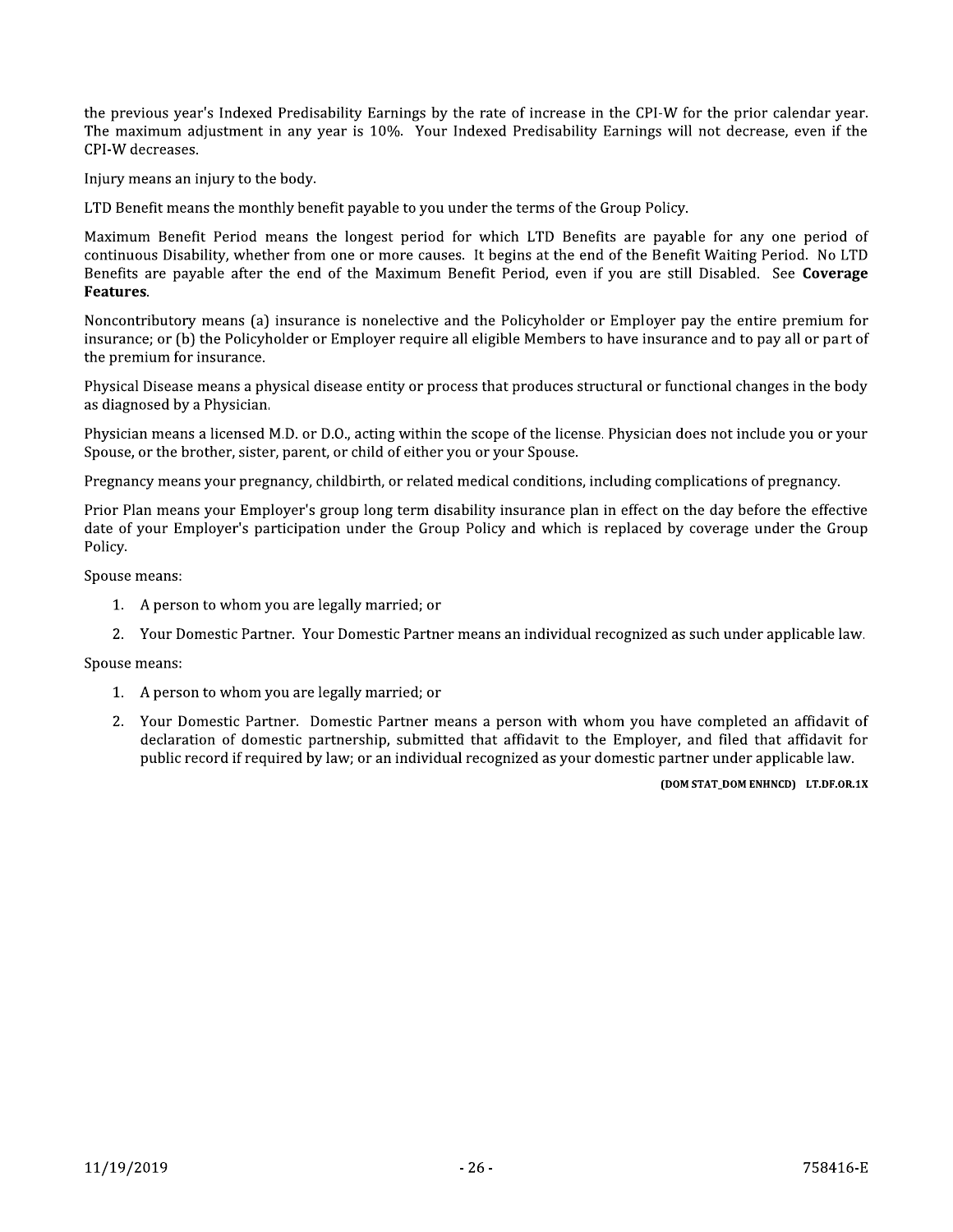the previous year's Indexed Predisability Earnings by the rate of increase in the CPI-W for the prior calendar year. The maximum adjustment in any year is 10%. Your Indexed Predisability Earnings will not decrease, even if the CPI-W decreases.

Injury means an injury to the body.

LTD Benefit means the monthly benefit payable to you under the terms of the Group Policy.

Maximum Benefit Period means the longest period for which LTD Benefits are payable for any one period of continuous Disability, whether from one or more causes. It begins at the end of the Benefit Waiting Period. No LTD Benefits are payable after the end of the Maximum Benefit Period, even if you are still Disabled. See **Coverage Features**.

Noncontributory means (a) insurance is nonelective and the Policyholder or Employer pay the entire premium for insurance; or (b) the Policyholder or Employer require all eligible Members to have insurance and to pay all or part of the premium for insurance.

Physical Disease means a physical disease entity or process that produces structural or functional changes in the body as diagnosed by a Physician.

Physician means a licensed M.D. or D.O., acting within the scope of the license. Physician does not include you or your Spouse, or the brother, sister, parent, or child of either you or your Spouse.

Pregnancy means your pregnancy, childbirth, or related medical conditions, including complications of pregnancy.

Prior Plan means your Employer's group long term disability insurance plan in effect on the day before the effective date of your Employer's participation under the Group Policy and which is replaced by coverage under the Group Policy.

Spouse means:

1. A person to whom you are legally married; or
2. Your Domestic Partner. Your Domestic Partner means an individual recognized as such under applicable law.

Spouse means:

1. A person to whom you are legally married; or
2. Your Domestic Partner. Domestic Partner means a person with whom you have completed an affidavit of declaration of domestic partnership, submitted that affidavit to the Employer, and filed that affidavit for public record if required by law; or an individual recognized as your domestic partner under applicable law.

**(DOM STAT_DOM ENHNCD) LT.DF.OR.1X**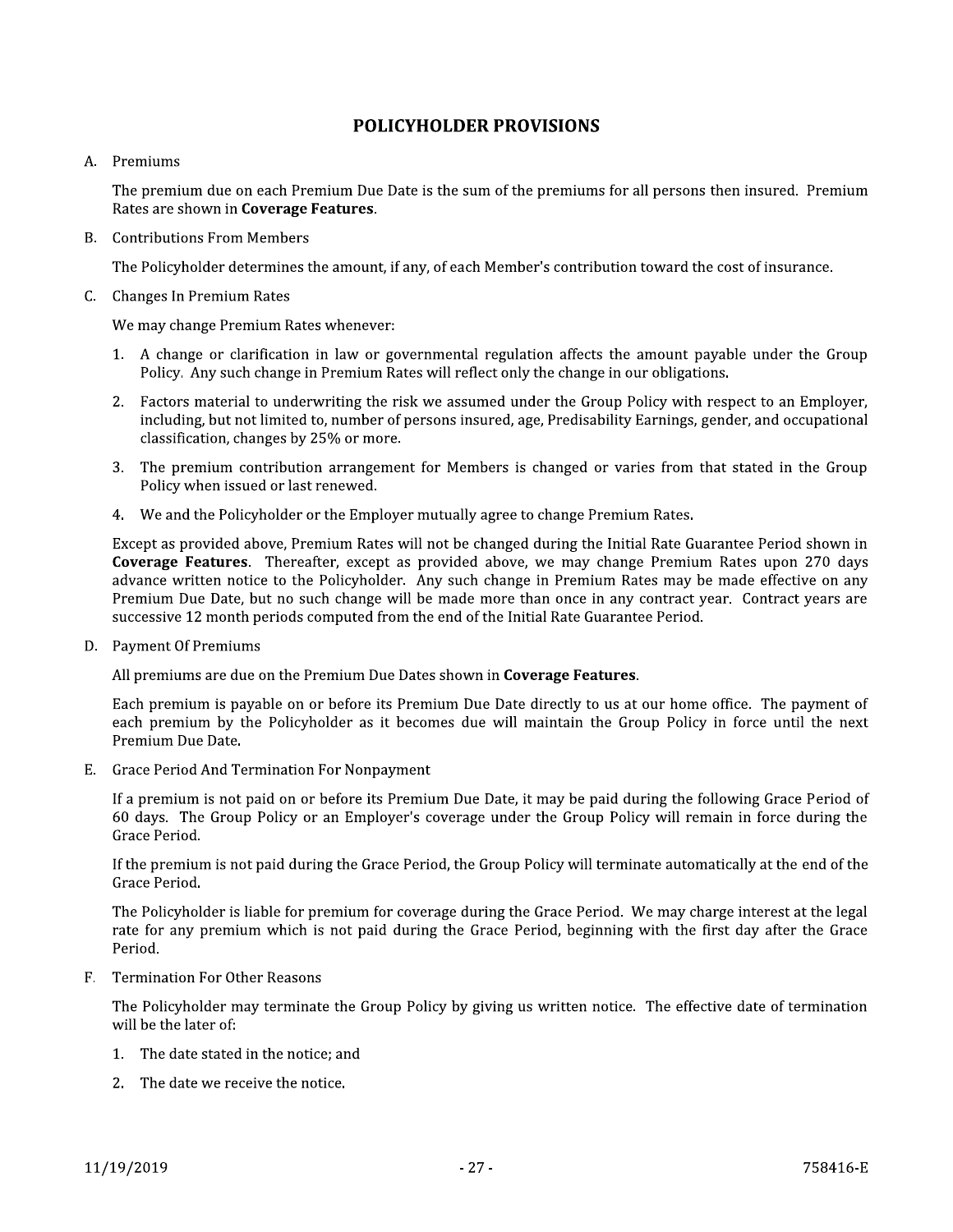## POLICYHOLDER PROVISIONS

A. Premiums

   The premium due on each Premium Due Date is the sum of the premiums for all persons then insured. Premium Rates are shown in **Coverage Features**.

B. Contributions From Members

   The Policyholder determines the amount, if any, of each Member's contribution toward the cost of insurance.

C. Changes In Premium Rates

   We may change Premium Rates whenever:

   1. A change or clarification in law or governmental regulation affects the amount payable under the Group Policy. Any such change in Premium Rates will reflect only the change in our obligations.
   2. Factors material to underwriting the risk we assumed under the Group Policy with respect to an Employer, including, but not limited to, number of persons insured, age, Predisability Earnings, gender, and occupational classification, changes by 25% or more.
   3. The premium contribution arrangement for Members is changed or varies from that stated in the Group Policy when issued or last renewed.
   4. We and the Policyholder or the Employer mutually agree to change Premium Rates.

   Except as provided above, Premium Rates will not be changed during the Initial Rate Guarantee Period shown in **Coverage Features**. Thereafter, except as provided above, we may change Premium Rates upon 270 days advance written notice to the Policyholder. Any such change in Premium Rates may be made effective on any Premium Due Date, but no such change will be made more than once in any contract year. Contract years are successive 12 month periods computed from the end of the Initial Rate Guarantee Period.

D. Payment Of Premiums

   All premiums are due on the Premium Due Dates shown in **Coverage Features**.

   Each premium is payable on or before its Premium Due Date directly to us at our home office. The payment of each premium by the Policyholder as it becomes due will maintain the Group Policy in force until the next Premium Due Date.

E. Grace Period And Termination For Nonpayment

   If a premium is not paid on or before its Premium Due Date, it may be paid during the following Grace Period of 60 days. The Group Policy or an Employer's coverage under the Group Policy will remain in force during the Grace Period.

   If the premium is not paid during the Grace Period, the Group Policy will terminate automatically at the end of the Grace Period.

   The Policyholder is liable for premium for coverage during the Grace Period. We may charge interest at the legal rate for any premium which is not paid during the Grace Period, beginning with the first day after the Grace Period.

F. Termination For Other Reasons

   The Policyholder may terminate the Group Policy by giving us written notice. The effective date of termination will be the later of:

   1. The date stated in the notice; and
   2. The date we receive the notice.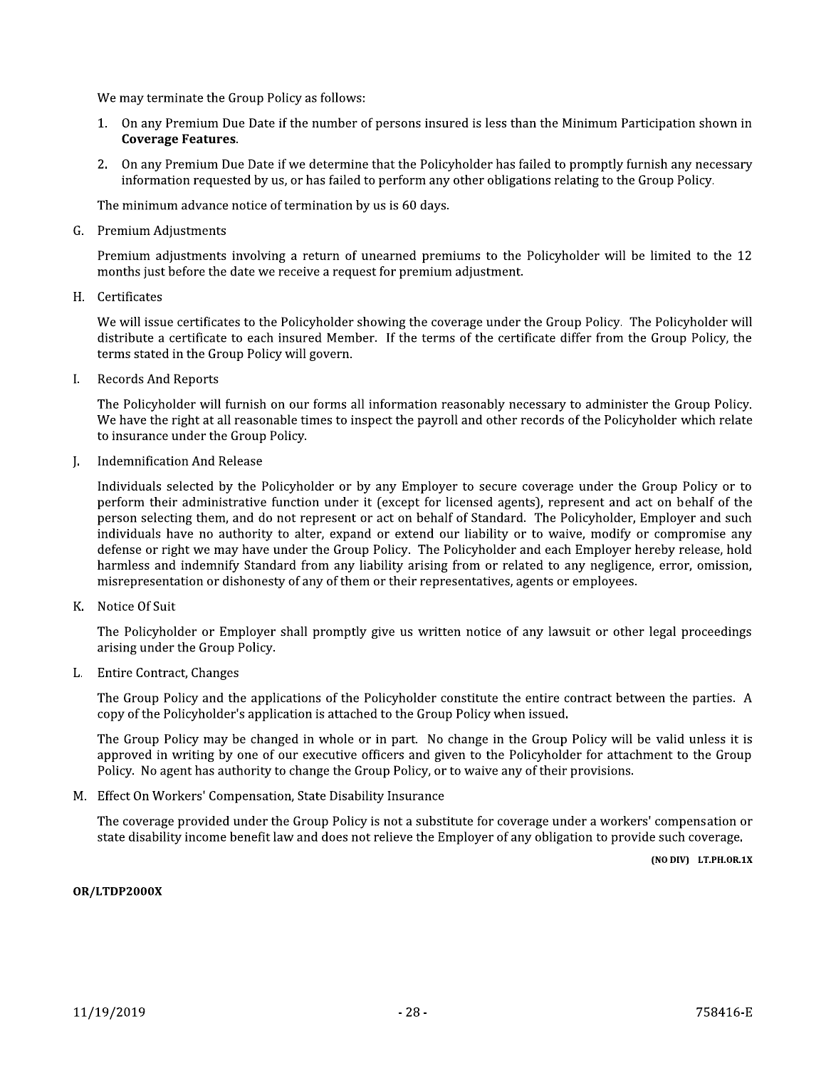We may terminate the Group Policy as follows:

1. On any Premium Due Date if the number of persons insured is less than the Minimum Participation shown in **Coverage Features**.
2. On any Premium Due Date if we determine that the Policyholder has failed to promptly furnish any necessary information requested by us, or has failed to perform any other obligations relating to the Group Policy.

The minimum advance notice of termination by us is 60 days.

G. Premium Adjustments

Premium adjustments involving a return of unearned premiums to the Policyholder will be limited to the 12 months just before the date we receive a request for premium adjustment.

H. Certificates

We will issue certificates to the Policyholder showing the coverage under the Group Policy. The Policyholder will distribute a certificate to each insured Member. If the terms of the certificate differ from the Group Policy, the terms stated in the Group Policy will govern.

I. Records And Reports

The Policyholder will furnish on our forms all information reasonably necessary to administer the Group Policy. We have the right at all reasonable times to inspect the payroll and other records of the Policyholder which relate to insurance under the Group Policy.

J. Indemnification And Release

Individuals selected by the Policyholder or by any Employer to secure coverage under the Group Policy or to perform their administrative function under it (except for licensed agents), represent and act on behalf of the person selecting them, and do not represent or act on behalf of Standard. The Policyholder, Employer and such individuals have no authority to alter, expand or extend our liability or to waive, modify or compromise any defense or right we may have under the Group Policy. The Policyholder and each Employer hereby release, hold harmless and indemnify Standard from any liability arising from or related to any negligence, error, omission, misrepresentation or dishonesty of any of them or their representatives, agents or employees.

K. Notice Of Suit

The Policyholder or Employer shall promptly give us written notice of any lawsuit or other legal proceedings arising under the Group Policy.

L. Entire Contract, Changes

The Group Policy and the applications of the Policyholder constitute the entire contract between the parties. A copy of the Policyholder's application is attached to the Group Policy when issued.

The Group Policy may be changed in whole or in part. No change in the Group Policy will be valid unless it is approved in writing by one of our executive officers and given to the Policyholder for attachment to the Group Policy. No agent has authority to change the Group Policy, or to waive any of their provisions.

M. Effect On Workers' Compensation, State Disability Insurance

The coverage provided under the Group Policy is not a substitute for coverage under a workers' compensation or state disability income benefit law and does not relieve the Employer of any obligation to provide such coverage.

**(NO DIV) LT.PH.OR.1X**

**OR/LTDP2000X**